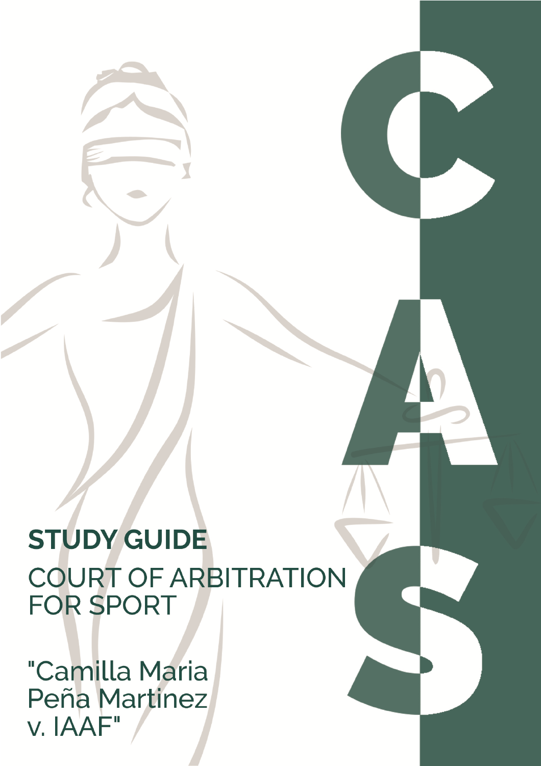CAS

**STUDY GUIDE**

COURT OF ARBITRATION FOR SPORT

"Camilla Maria Peña Martinez v. IAAF"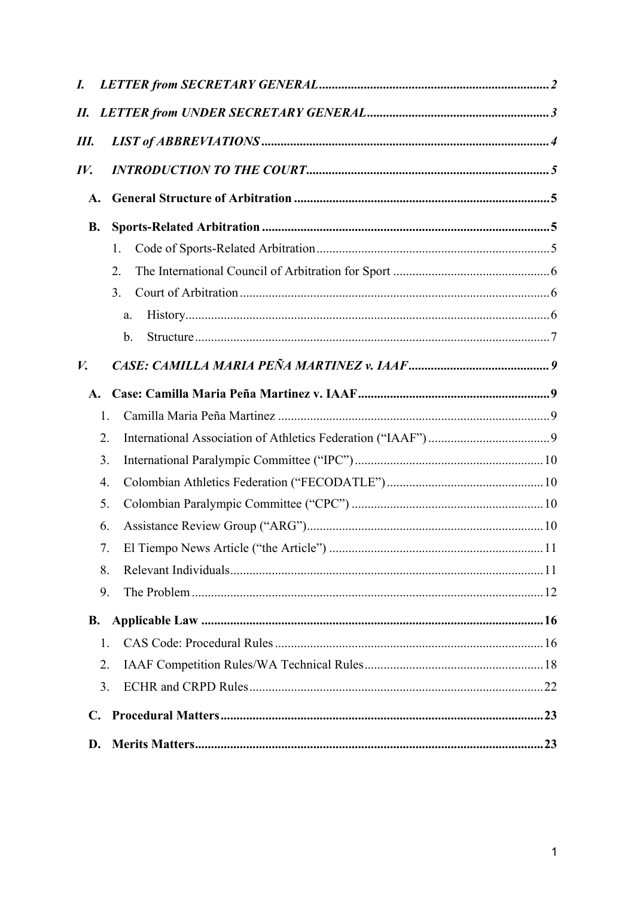- ***I. LETTER from SECRETARY GENERAL*** ..... 2
- ***II. LETTER from UNDER SECRETARY GENERAL*** ..... 3
- ***III. LIST of ABBREVIATIONS*** ..... 4
- ***IV. INTRODUCTION TO THE COURT*** ..... 5
  - **A. General Structure of Arbitration** ..... 5
  - **B. Sports-Related Arbitration** ..... 5
    - 1. Code of Sports-Related Arbitration ..... 5
    - 2. The International Council of Arbitration for Sport ..... 6
    - 3. Court of Arbitration ..... 6
      - a. History ..... 6
      - b. Structure ..... 7
- ***V. CASE: CAMILLA MARIA PEÑA MARTINEZ v. IAAF*** ..... 9
  - **A. Case: Camilla Maria Peña Martinez v. IAAF** ..... 9
    - 1. Camilla Maria Peña Martinez ..... 9
    - 2. International Association of Athletics Federation ("IAAF") ..... 9
    - 3. International Paralympic Committee ("IPC") ..... 10
    - 4. Colombian Athletics Federation ("FECODATLE") ..... 10
    - 5. Colombian Paralympic Committee ("CPC") ..... 10
    - 6. Assistance Review Group ("ARG") ..... 10
    - 7. El Tiempo News Article ("the Article") ..... 11
    - 8. Relevant Individuals ..... 11
    - 9. The Problem ..... 12
  - **B. Applicable Law** ..... 16
    - 1. CAS Code: Procedural Rules ..... 16
    - 2. IAAF Competition Rules/WA Technical Rules ..... 18
    - 3. ECHR and CRPD Rules ..... 22
  - **C. Procedural Matters** ..... 23
  - **D. Merits Matters** ..... 23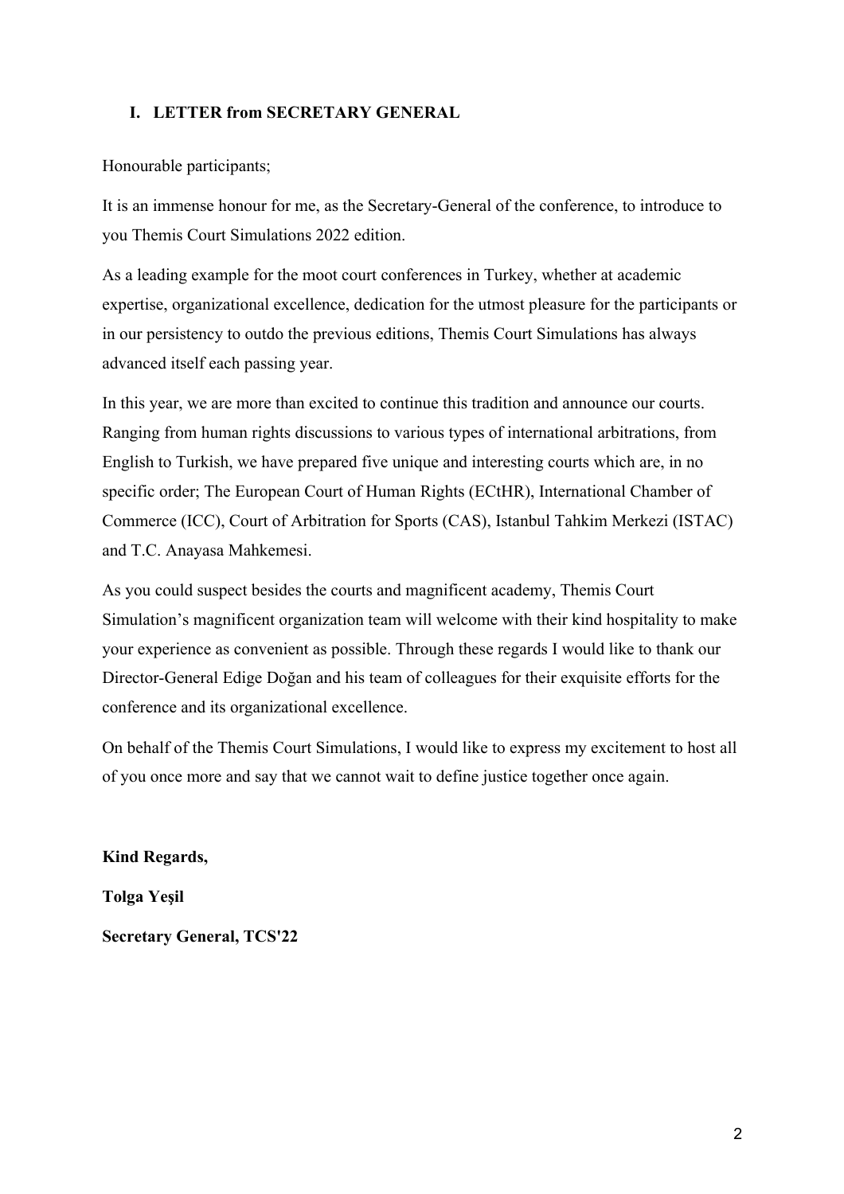## I. LETTER from SECRETARY GENERAL

Honourable participants;

It is an immense honour for me, as the Secretary-General of the conference, to introduce to you Themis Court Simulations 2022 edition.

As a leading example for the moot court conferences in Turkey, whether at academic expertise, organizational excellence, dedication for the utmost pleasure for the participants or in our persistency to outdo the previous editions, Themis Court Simulations has always advanced itself each passing year.

In this year, we are more than excited to continue this tradition and announce our courts. Ranging from human rights discussions to various types of international arbitrations, from English to Turkish, we have prepared five unique and interesting courts which are, in no specific order; The European Court of Human Rights (ECtHR), International Chamber of Commerce (ICC), Court of Arbitration for Sports (CAS), Istanbul Tahkim Merkezi (ISTAC) and T.C. Anayasa Mahkemesi.

As you could suspect besides the courts and magnificent academy, Themis Court Simulation's magnificent organization team will welcome with their kind hospitality to make your experience as convenient as possible. Through these regards I would like to thank our Director-General Edige Doğan and his team of colleagues for their exquisite efforts for the conference and its organizational excellence.

On behalf of the Themis Court Simulations, I would like to express my excitement to host all of you once more and say that we cannot wait to define justice together once again.

**Kind Regards,**

**Tolga Yeşil**

**Secretary General, TCS'22**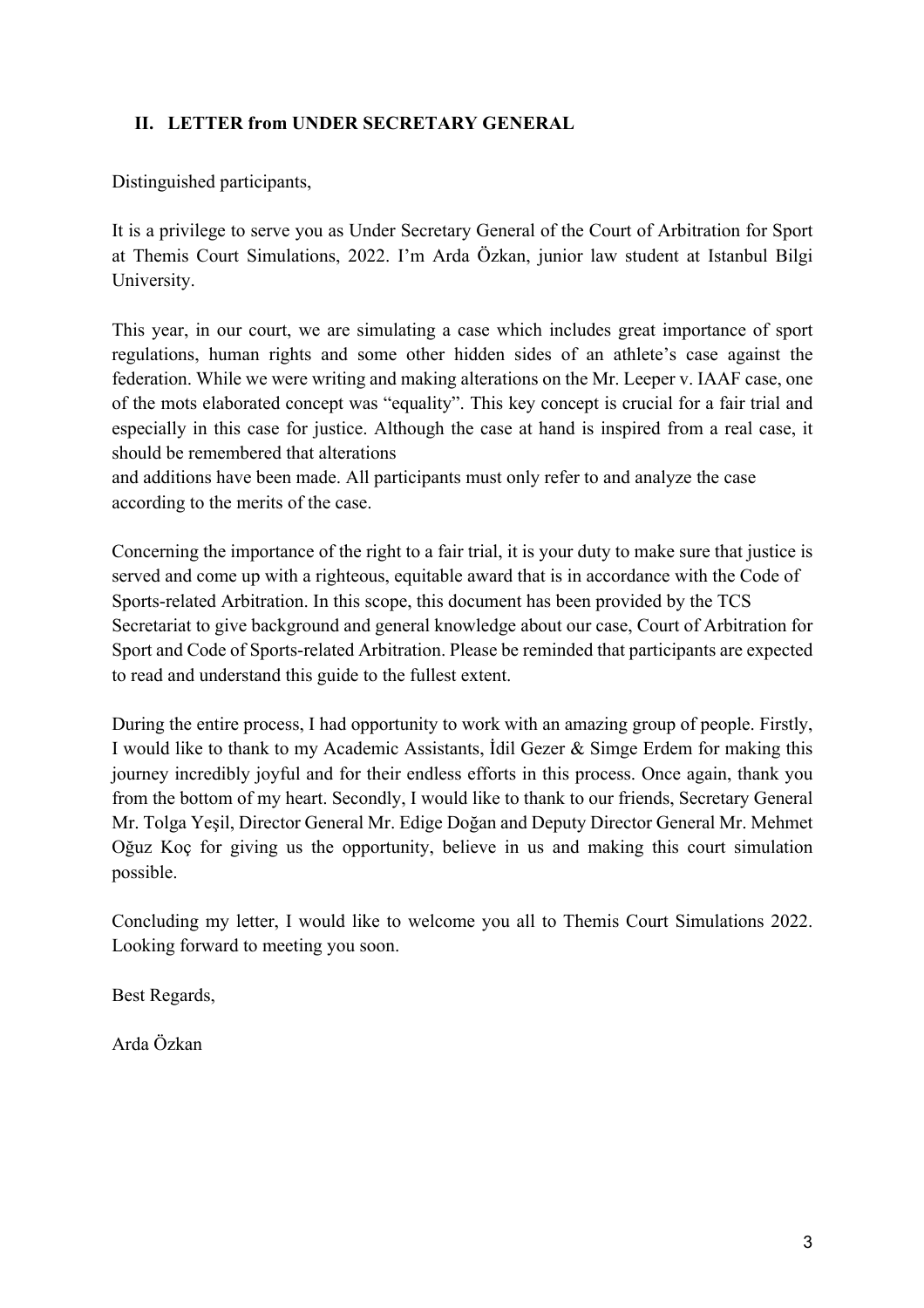## II. LETTER from UNDER SECRETARY GENERAL

Distinguished participants,

It is a privilege to serve you as Under Secretary General of the Court of Arbitration for Sport at Themis Court Simulations, 2022. I'm Arda Özkan, junior law student at Istanbul Bilgi University.

This year, in our court, we are simulating a case which includes great importance of sport regulations, human rights and some other hidden sides of an athlete's case against the federation. While we were writing and making alterations on the Mr. Leeper v. IAAF case, one of the mots elaborated concept was "equality". This key concept is crucial for a fair trial and especially in this case for justice. Although the case at hand is inspired from a real case, it should be remembered that alterations and additions have been made. All participants must only refer to and analyze the case according to the merits of the case.

Concerning the importance of the right to a fair trial, it is your duty to make sure that justice is served and come up with a righteous, equitable award that is in accordance with the Code of Sports-related Arbitration. In this scope, this document has been provided by the TCS Secretariat to give background and general knowledge about our case, Court of Arbitration for Sport and Code of Sports-related Arbitration. Please be reminded that participants are expected to read and understand this guide to the fullest extent.

During the entire process, I had opportunity to work with an amazing group of people. Firstly, I would like to thank to my Academic Assistants, İdil Gezer & Simge Erdem for making this journey incredibly joyful and for their endless efforts in this process. Once again, thank you from the bottom of my heart. Secondly, I would like to thank to our friends, Secretary General Mr. Tolga Yeşil, Director General Mr. Edige Doğan and Deputy Director General Mr. Mehmet Oğuz Koç for giving us the opportunity, believe in us and making this court simulation possible.

Concluding my letter, I would like to welcome you all to Themis Court Simulations 2022. Looking forward to meeting you soon.

Best Regards,

Arda Özkan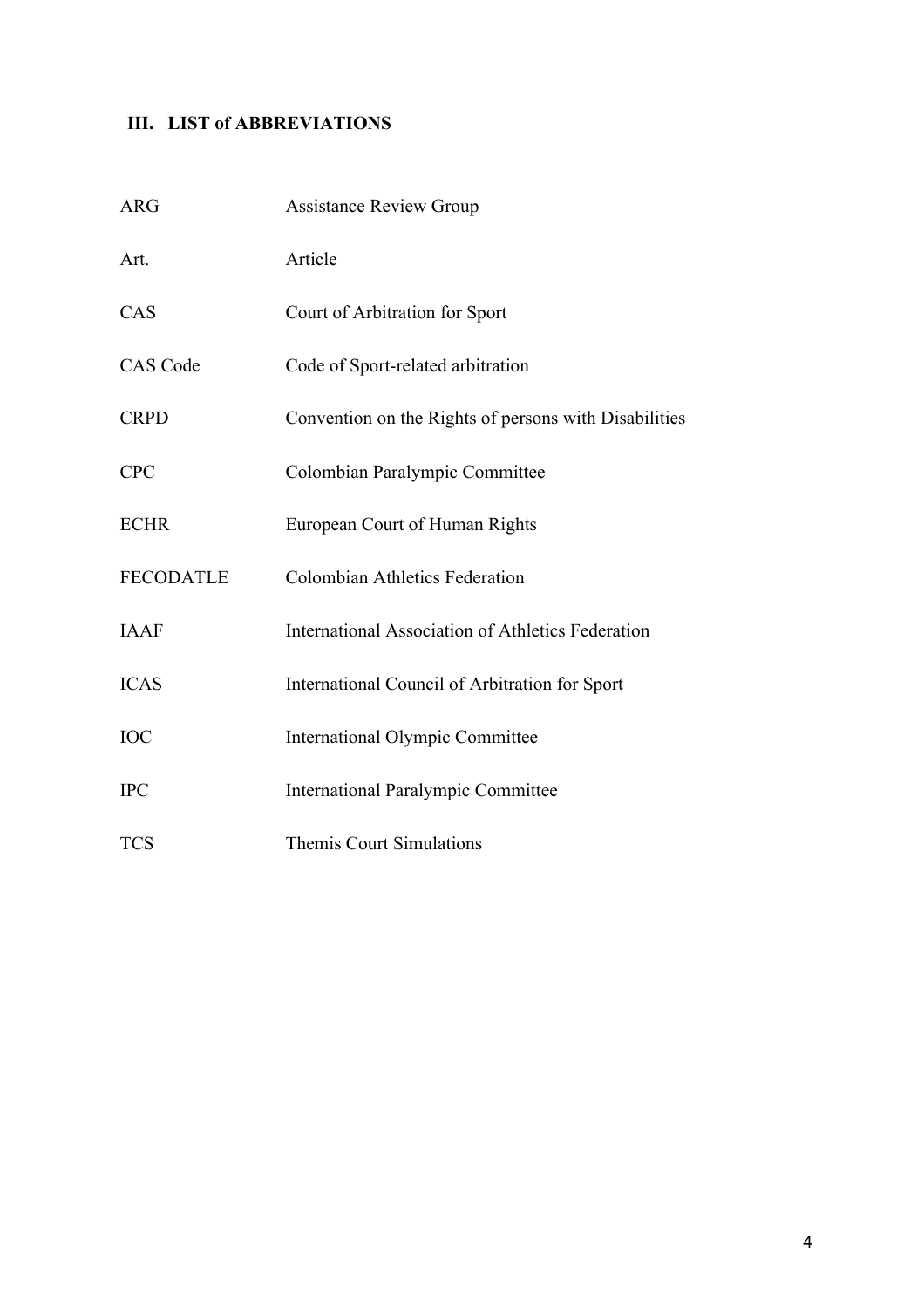## III. LIST of ABBREVIATIONS

| | |
|---|---|
| ARG | Assistance Review Group |
| Art. | Article |
| CAS | Court of Arbitration for Sport |
| CAS Code | Code of Sport-related arbitration |
| CRPD | Convention on the Rights of persons with Disabilities |
| CPC | Colombian Paralympic Committee |
| ECHR | European Court of Human Rights |
| FECODATLE | Colombian Athletics Federation |
| IAAF | International Association of Athletics Federation |
| ICAS | International Council of Arbitration for Sport |
| IOC | International Olympic Committee |
| IPC | International Paralympic Committee |
| TCS | Themis Court Simulations |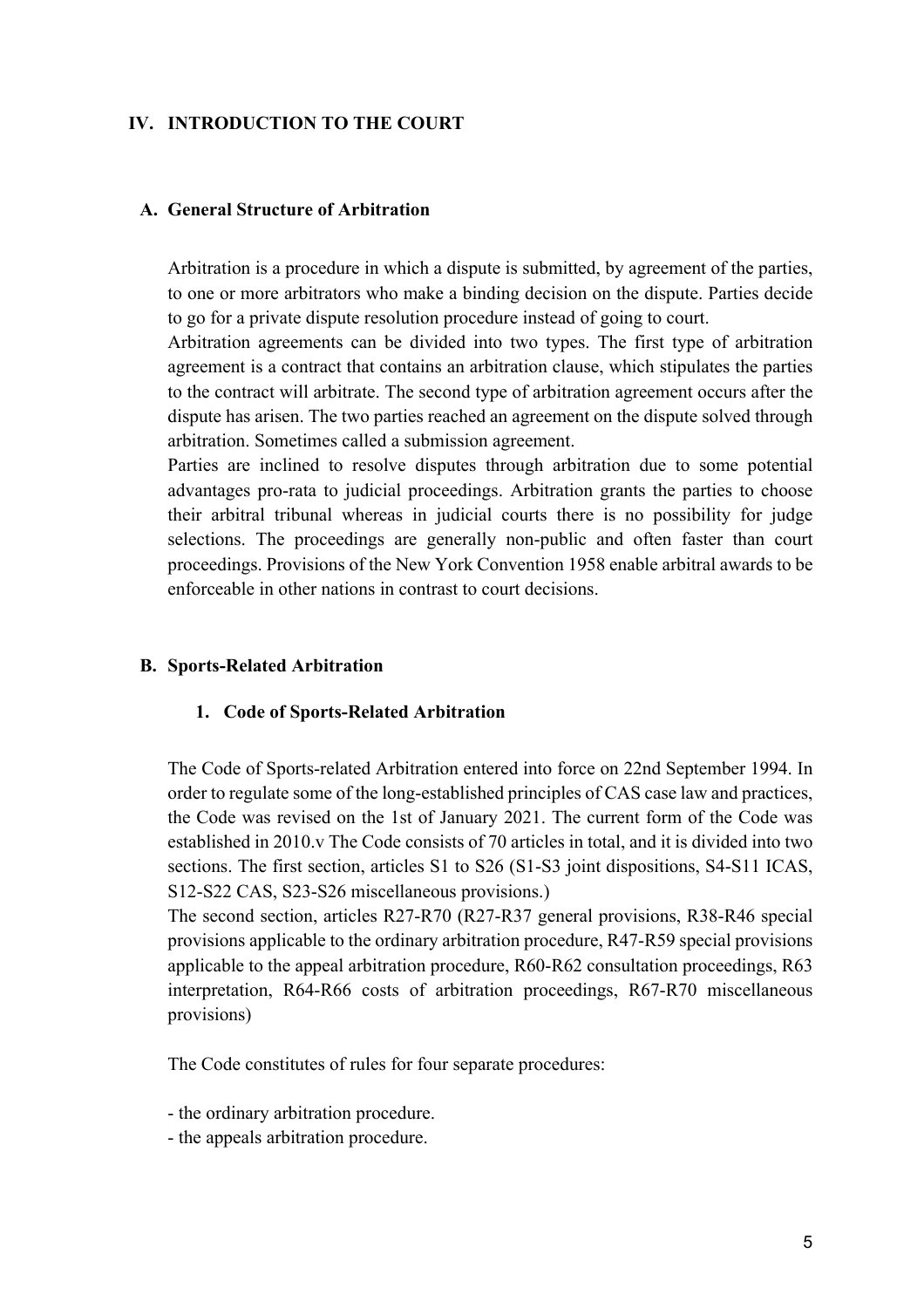## IV. INTRODUCTION TO THE COURT

### A. General Structure of Arbitration

Arbitration is a procedure in which a dispute is submitted, by agreement of the parties, to one or more arbitrators who make a binding decision on the dispute. Parties decide to go for a private dispute resolution procedure instead of going to court.

Arbitration agreements can be divided into two types. The first type of arbitration agreement is a contract that contains an arbitration clause, which stipulates the parties to the contract will arbitrate. The second type of arbitration agreement occurs after the dispute has arisen. The two parties reached an agreement on the dispute solved through arbitration. Sometimes called a submission agreement.

Parties are inclined to resolve disputes through arbitration due to some potential advantages pro-rata to judicial proceedings. Arbitration grants the parties to choose their arbitral tribunal whereas in judicial courts there is no possibility for judge selections. The proceedings are generally non-public and often faster than court proceedings. Provisions of the New York Convention 1958 enable arbitral awards to be enforceable in other nations in contrast to court decisions.

### B. Sports-Related Arbitration

#### 1. Code of Sports-Related Arbitration

The Code of Sports-related Arbitration entered into force on 22nd September 1994. In order to regulate some of the long-established principles of CAS case law and practices, the Code was revised on the 1st of January 2021. The current form of the Code was established in 2010.v The Code consists of 70 articles in total, and it is divided into two sections. The first section, articles S1 to S26 (S1-S3 joint dispositions, S4-S11 ICAS, S12-S22 CAS, S23-S26 miscellaneous provisions.)

The second section, articles R27-R70 (R27-R37 general provisions, R38-R46 special provisions applicable to the ordinary arbitration procedure, R47-R59 special provisions applicable to the appeal arbitration procedure, R60-R62 consultation proceedings, R63 interpretation, R64-R66 costs of arbitration proceedings, R67-R70 miscellaneous provisions)

The Code constitutes of rules for four separate procedures:

- the ordinary arbitration procedure.
- the appeals arbitration procedure.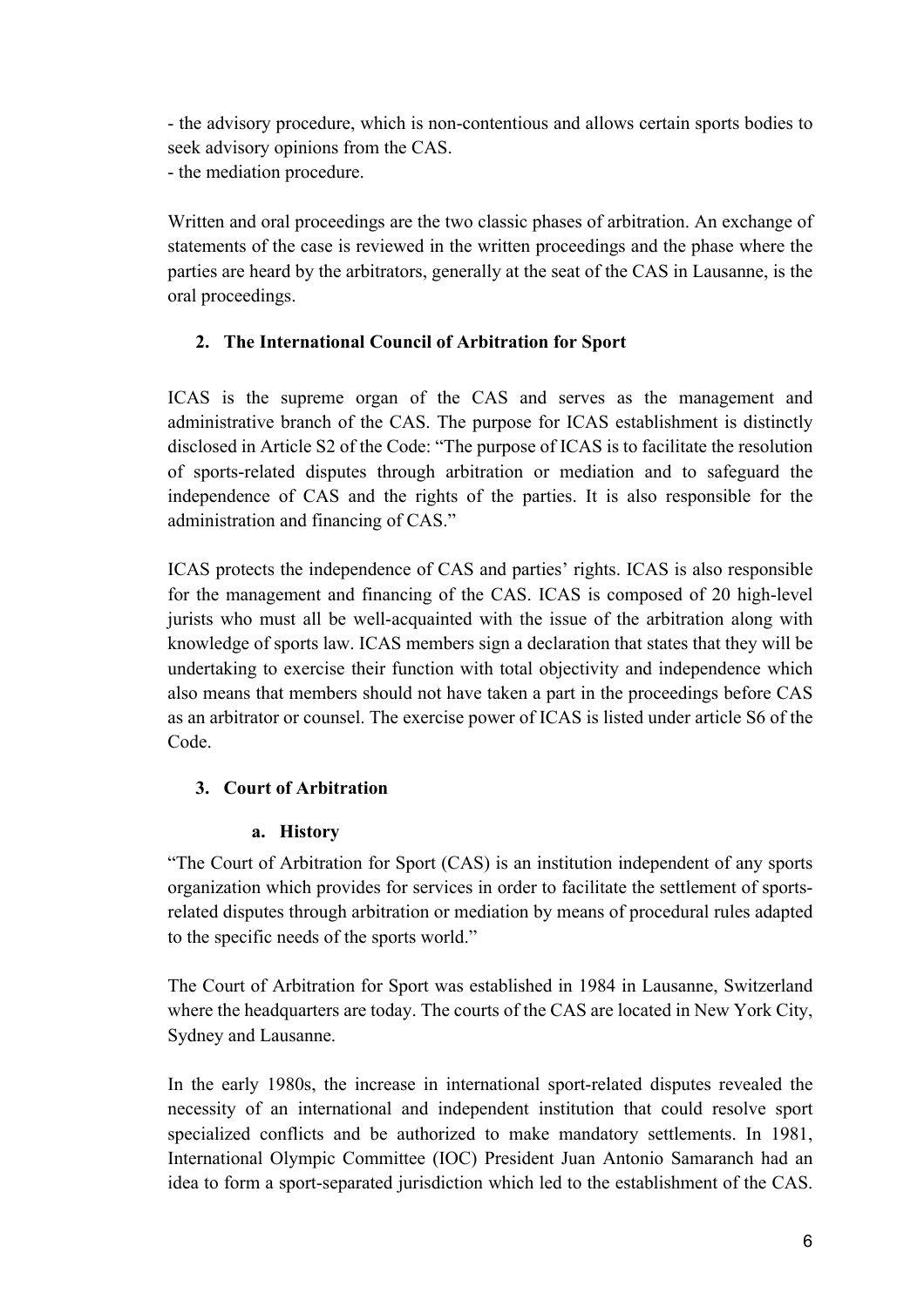- the advisory procedure, which is non-contentious and allows certain sports bodies to seek advisory opinions from the CAS.
- the mediation procedure.

Written and oral proceedings are the two classic phases of arbitration. An exchange of statements of the case is reviewed in the written proceedings and the phase where the parties are heard by the arbitrators, generally at the seat of the CAS in Lausanne, is the oral proceedings.

## 2. The International Council of Arbitration for Sport

ICAS is the supreme organ of the CAS and serves as the management and administrative branch of the CAS. The purpose for ICAS establishment is distinctly disclosed in Article S2 of the Code: "The purpose of ICAS is to facilitate the resolution of sports-related disputes through arbitration or mediation and to safeguard the independence of CAS and the rights of the parties. It is also responsible for the administration and financing of CAS."

ICAS protects the independence of CAS and parties' rights. ICAS is also responsible for the management and financing of the CAS. ICAS is composed of 20 high-level jurists who must all be well-acquainted with the issue of the arbitration along with knowledge of sports law. ICAS members sign a declaration that states that they will be undertaking to exercise their function with total objectivity and independence which also means that members should not have taken a part in the proceedings before CAS as an arbitrator or counsel. The exercise power of ICAS is listed under article S6 of the Code.

## 3. Court of Arbitration

### a. History

"The Court of Arbitration for Sport (CAS) is an institution independent of any sports organization which provides for services in order to facilitate the settlement of sports-related disputes through arbitration or mediation by means of procedural rules adapted to the specific needs of the sports world."

The Court of Arbitration for Sport was established in 1984 in Lausanne, Switzerland where the headquarters are today. The courts of the CAS are located in New York City, Sydney and Lausanne.

In the early 1980s, the increase in international sport-related disputes revealed the necessity of an international and independent institution that could resolve sport specialized conflicts and be authorized to make mandatory settlements. In 1981, International Olympic Committee (IOC) President Juan Antonio Samaranch had an idea to form a sport-separated jurisdiction which led to the establishment of the CAS.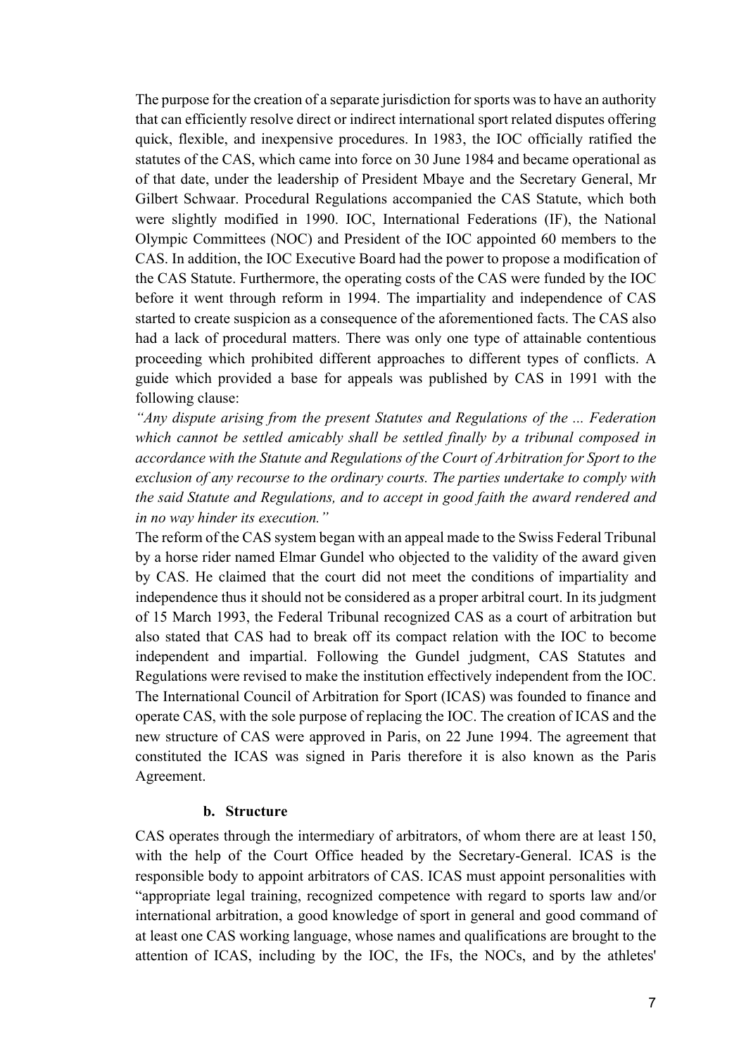The purpose for the creation of a separate jurisdiction for sports was to have an authority that can efficiently resolve direct or indirect international sport related disputes offering quick, flexible, and inexpensive procedures. In 1983, the IOC officially ratified the statutes of the CAS, which came into force on 30 June 1984 and became operational as of that date, under the leadership of President Mbaye and the Secretary General, Mr Gilbert Schwaar. Procedural Regulations accompanied the CAS Statute, which both were slightly modified in 1990. IOC, International Federations (IF), the National Olympic Committees (NOC) and President of the IOC appointed 60 members to the CAS. In addition, the IOC Executive Board had the power to propose a modification of the CAS Statute. Furthermore, the operating costs of the CAS were funded by the IOC before it went through reform in 1994. The impartiality and independence of CAS started to create suspicion as a consequence of the aforementioned facts. The CAS also had a lack of procedural matters. There was only one type of attainable contentious proceeding which prohibited different approaches to different types of conflicts. A guide which provided a base for appeals was published by CAS in 1991 with the following clause:

*"Any dispute arising from the present Statutes and Regulations of the ... Federation which cannot be settled amicably shall be settled finally by a tribunal composed in accordance with the Statute and Regulations of the Court of Arbitration for Sport to the exclusion of any recourse to the ordinary courts. The parties undertake to comply with the said Statute and Regulations, and to accept in good faith the award rendered and in no way hinder its execution."*

The reform of the CAS system began with an appeal made to the Swiss Federal Tribunal by a horse rider named Elmar Gundel who objected to the validity of the award given by CAS. He claimed that the court did not meet the conditions of impartiality and independence thus it should not be considered as a proper arbitral court. In its judgment of 15 March 1993, the Federal Tribunal recognized CAS as a court of arbitration but also stated that CAS had to break off its compact relation with the IOC to become independent and impartial. Following the Gundel judgment, CAS Statutes and Regulations were revised to make the institution effectively independent from the IOC. The International Council of Arbitration for Sport (ICAS) was founded to finance and operate CAS, with the sole purpose of replacing the IOC. The creation of ICAS and the new structure of CAS were approved in Paris, on 22 June 1994. The agreement that constituted the ICAS was signed in Paris therefore it is also known as the Paris Agreement.

### b. Structure

CAS operates through the intermediary of arbitrators, of whom there are at least 150, with the help of the Court Office headed by the Secretary-General. ICAS is the responsible body to appoint arbitrators of CAS. ICAS must appoint personalities with "appropriate legal training, recognized competence with regard to sports law and/or international arbitration, a good knowledge of sport in general and good command of at least one CAS working language, whose names and qualifications are brought to the attention of ICAS, including by the IOC, the IFs, the NOCs, and by the athletes'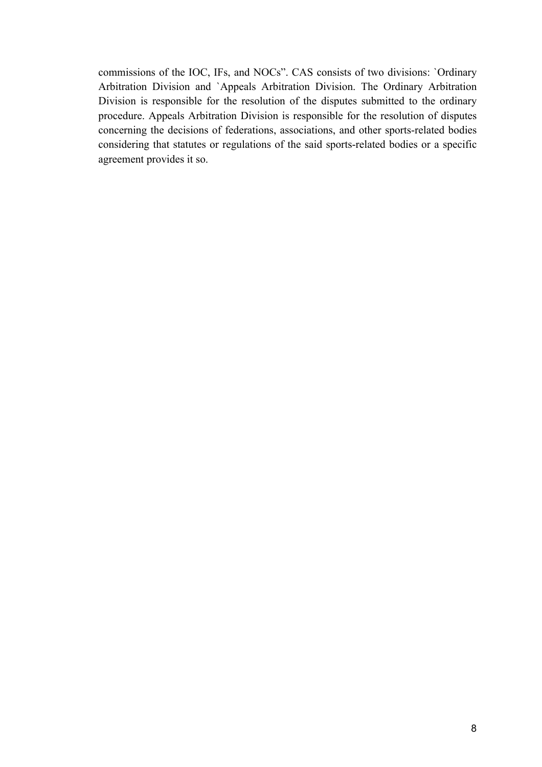commissions of the IOC, IFs, and NOCs". CAS consists of two divisions: `Ordinary Arbitration Division and `Appeals Arbitration Division. The Ordinary Arbitration Division is responsible for the resolution of the disputes submitted to the ordinary procedure. Appeals Arbitration Division is responsible for the resolution of disputes concerning the decisions of federations, associations, and other sports-related bodies considering that statutes or regulations of the said sports-related bodies or a specific agreement provides it so.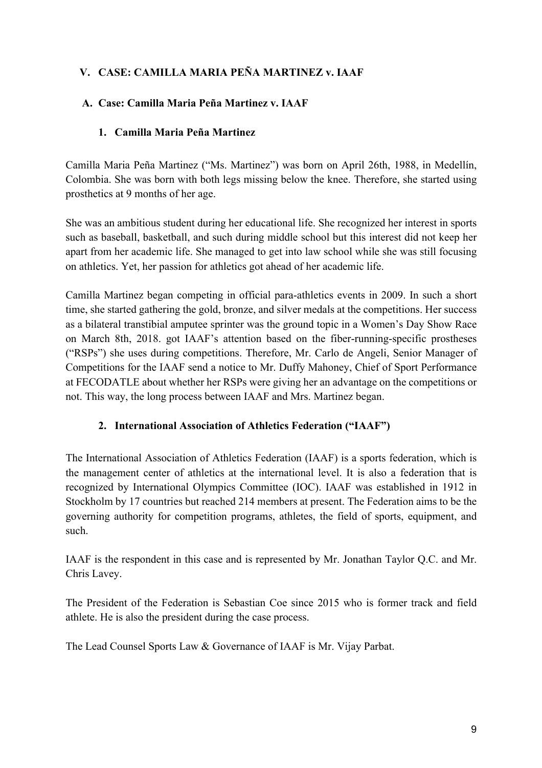## V. CASE: CAMILLA MARIA PEÑA MARTINEZ v. IAAF

### A. Case: Camilla Maria Peña Martinez v. IAAF

#### 1. Camilla Maria Peña Martinez

Camilla Maria Peña Martinez ("Ms. Martinez") was born on April 26th, 1988, in Medellín, Colombia. She was born with both legs missing below the knee. Therefore, she started using prosthetics at 9 months of her age.

She was an ambitious student during her educational life. She recognized her interest in sports such as baseball, basketball, and such during middle school but this interest did not keep her apart from her academic life. She managed to get into law school while she was still focusing on athletics. Yet, her passion for athletics got ahead of her academic life.

Camilla Martinez began competing in official para-athletics events in 2009. In such a short time, she started gathering the gold, bronze, and silver medals at the competitions. Her success as a bilateral transtibial amputee sprinter was the ground topic in a Women's Day Show Race on March 8th, 2018. got IAAF's attention based on the fiber-running-specific prostheses ("RSPs") she uses during competitions. Therefore, Mr. Carlo de Angeli, Senior Manager of Competitions for the IAAF send a notice to Mr. Duffy Mahoney, Chief of Sport Performance at FECODATLE about whether her RSPs were giving her an advantage on the competitions or not. This way, the long process between IAAF and Mrs. Martinez began.

#### 2. International Association of Athletics Federation ("IAAF")

The International Association of Athletics Federation (IAAF) is a sports federation, which is the management center of athletics at the international level. It is also a federation that is recognized by International Olympics Committee (IOC). IAAF was established in 1912 in Stockholm by 17 countries but reached 214 members at present. The Federation aims to be the governing authority for competition programs, athletes, the field of sports, equipment, and such.

IAAF is the respondent in this case and is represented by Mr. Jonathan Taylor Q.C. and Mr. Chris Lavey.

The President of the Federation is Sebastian Coe since 2015 who is former track and field athlete. He is also the president during the case process.

The Lead Counsel Sports Law & Governance of IAAF is Mr. Vijay Parbat.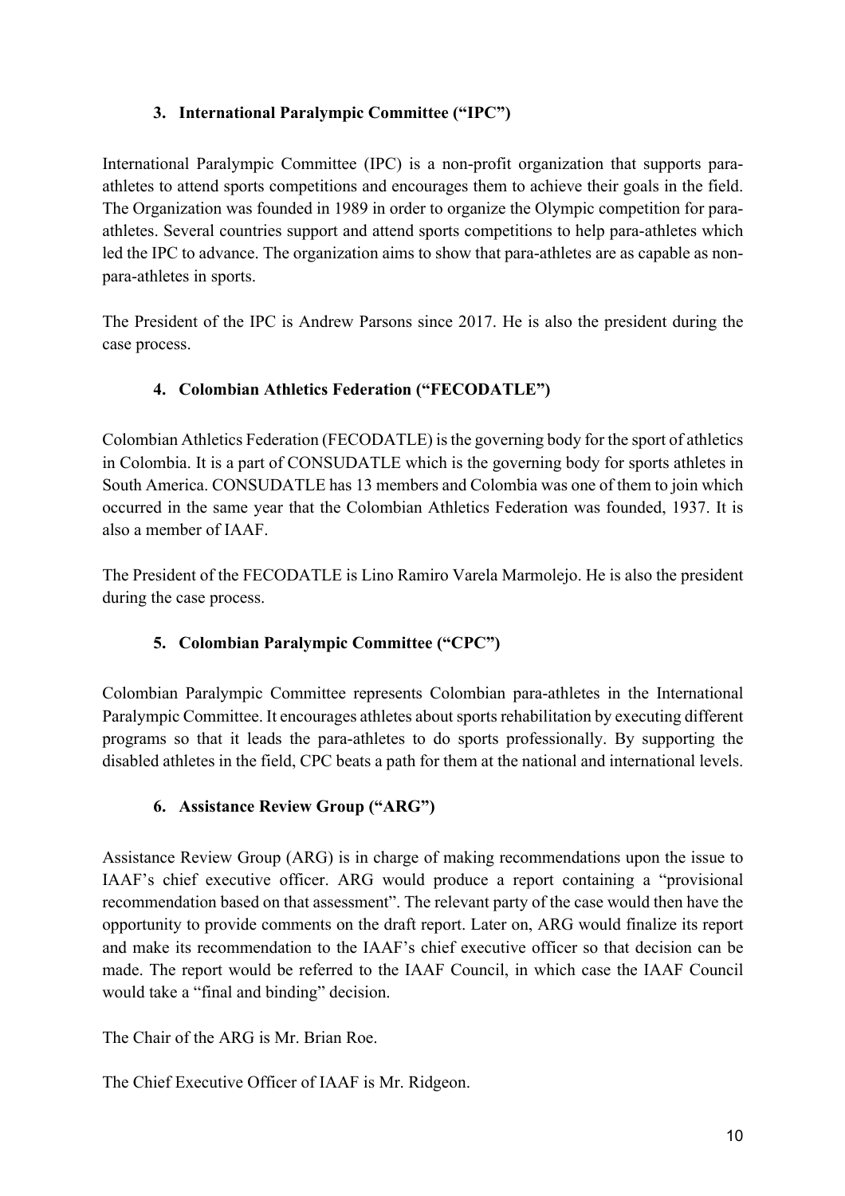### 3. International Paralympic Committee ("IPC")

International Paralympic Committee (IPC) is a non-profit organization that supports para-athletes to attend sports competitions and encourages them to achieve their goals in the field. The Organization was founded in 1989 in order to organize the Olympic competition for para-athletes. Several countries support and attend sports competitions to help para-athletes which led the IPC to advance. The organization aims to show that para-athletes are as capable as non-para-athletes in sports.

The President of the IPC is Andrew Parsons since 2017. He is also the president during the case process.

### 4. Colombian Athletics Federation ("FECODATLE")

Colombian Athletics Federation (FECODATLE) is the governing body for the sport of athletics in Colombia. It is a part of CONSUDATLE which is the governing body for sports athletes in South America. CONSUDATLE has 13 members and Colombia was one of them to join which occurred in the same year that the Colombian Athletics Federation was founded, 1937. It is also a member of IAAF.

The President of the FECODATLE is Lino Ramiro Varela Marmolejo. He is also the president during the case process.

### 5. Colombian Paralympic Committee ("CPC")

Colombian Paralympic Committee represents Colombian para-athletes in the International Paralympic Committee. It encourages athletes about sports rehabilitation by executing different programs so that it leads the para-athletes to do sports professionally. By supporting the disabled athletes in the field, CPC beats a path for them at the national and international levels.

### 6. Assistance Review Group ("ARG")

Assistance Review Group (ARG) is in charge of making recommendations upon the issue to IAAF's chief executive officer. ARG would produce a report containing a "provisional recommendation based on that assessment". The relevant party of the case would then have the opportunity to provide comments on the draft report. Later on, ARG would finalize its report and make its recommendation to the IAAF's chief executive officer so that decision can be made. The report would be referred to the IAAF Council, in which case the IAAF Council would take a "final and binding" decision.

The Chair of the ARG is Mr. Brian Roe.

The Chief Executive Officer of IAAF is Mr. Ridgeon.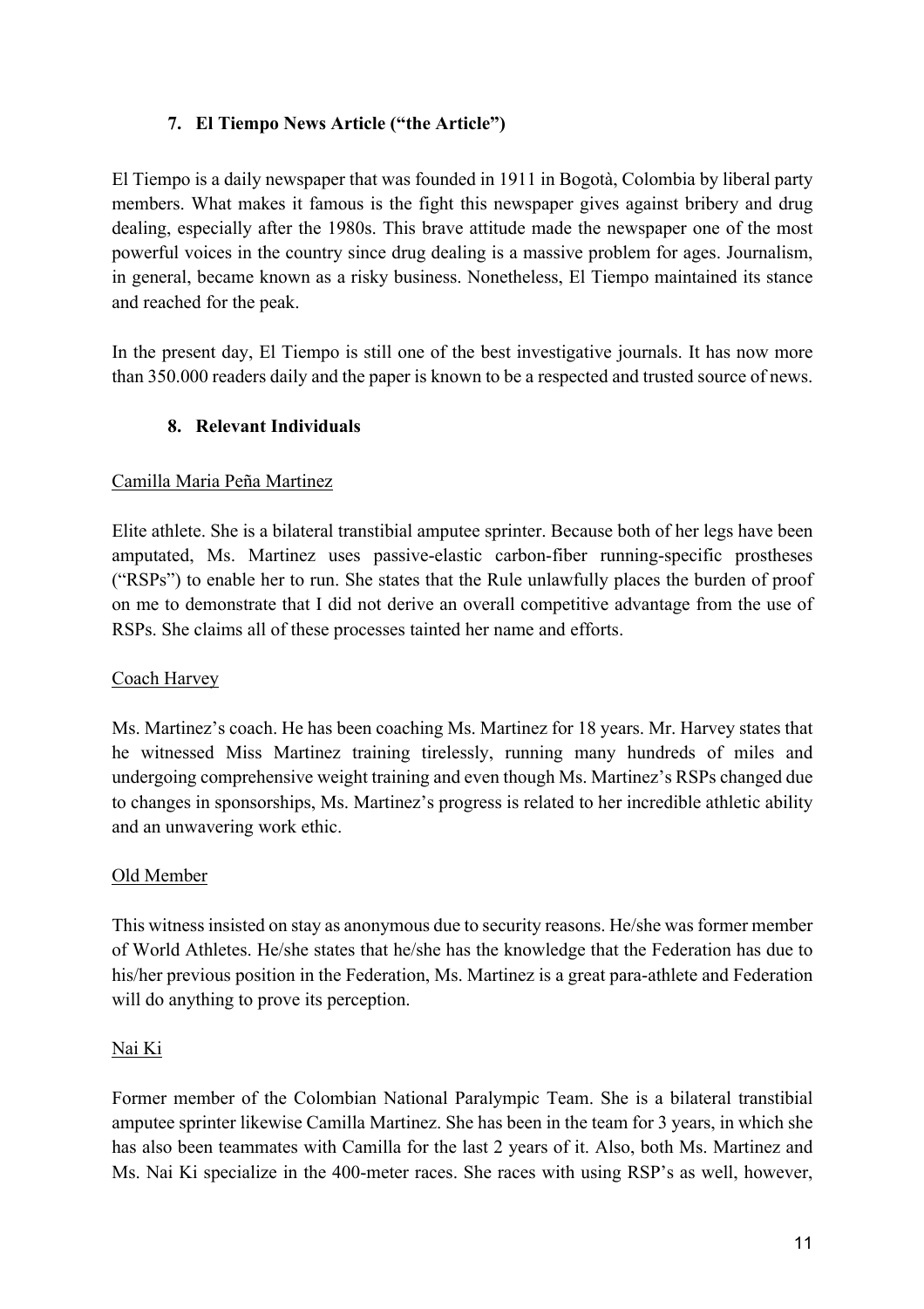### 7. El Tiempo News Article ("the Article")

El Tiempo is a daily newspaper that was founded in 1911 in Bogotà, Colombia by liberal party members. What makes it famous is the fight this newspaper gives against bribery and drug dealing, especially after the 1980s. This brave attitude made the newspaper one of the most powerful voices in the country since drug dealing is a massive problem for ages. Journalism, in general, became known as a risky business. Nonetheless, El Tiempo maintained its stance and reached for the peak.

In the present day, El Tiempo is still one of the best investigative journals. It has now more than 350.000 readers daily and the paper is known to be a respected and trusted source of news.

### 8. Relevant Individuals

Camilla Maria Peña Martinez

Elite athlete. She is a bilateral transtibial amputee sprinter. Because both of her legs have been amputated, Ms. Martinez uses passive-elastic carbon-fiber running-specific prostheses ("RSPs") to enable her to run. She states that the Rule unlawfully places the burden of proof on me to demonstrate that I did not derive an overall competitive advantage from the use of RSPs. She claims all of these processes tainted her name and efforts.

Coach Harvey

Ms. Martinez's coach. He has been coaching Ms. Martinez for 18 years. Mr. Harvey states that he witnessed Miss Martinez training tirelessly, running many hundreds of miles and undergoing comprehensive weight training and even though Ms. Martinez's RSPs changed due to changes in sponsorships, Ms. Martinez's progress is related to her incredible athletic ability and an unwavering work ethic.

Old Member

This witness insisted on stay as anonymous due to security reasons. He/she was former member of World Athletes. He/she states that he/she has the knowledge that the Federation has due to his/her previous position in the Federation, Ms. Martinez is a great para-athlete and Federation will do anything to prove its perception.

Nai Ki

Former member of the Colombian National Paralympic Team. She is a bilateral transtibial amputee sprinter likewise Camilla Martinez. She has been in the team for 3 years, in which she has also been teammates with Camilla for the last 2 years of it. Also, both Ms. Martinez and Ms. Nai Ki specialize in the 400-meter races. She races with using RSP's as well, however,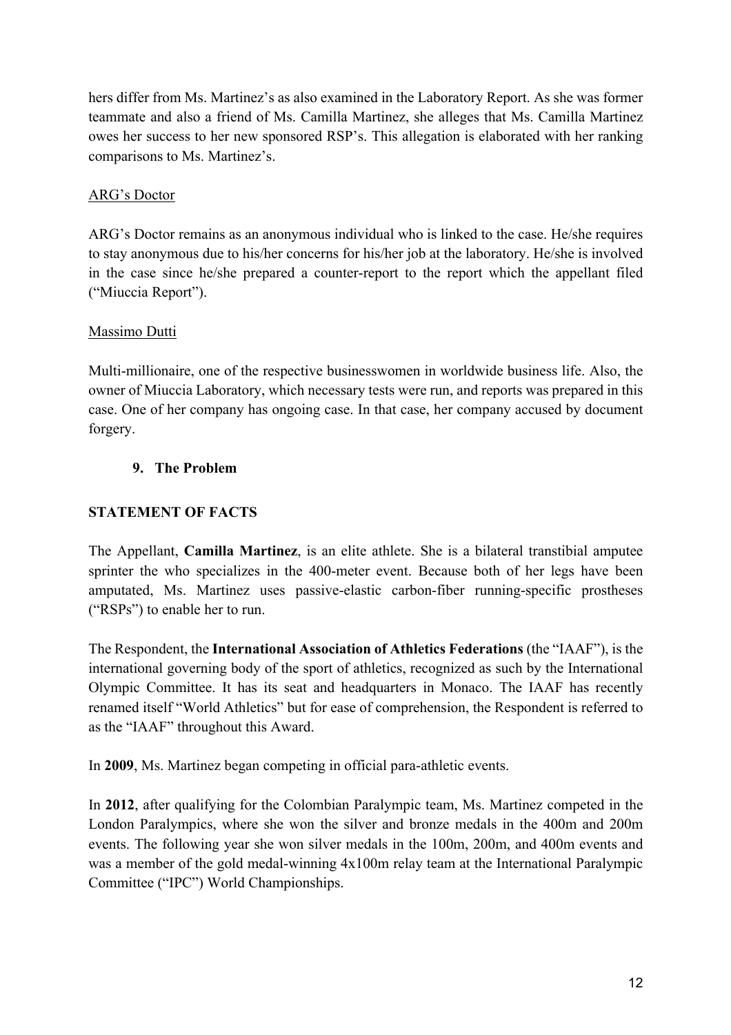hers differ from Ms. Martinez's as also examined in the Laboratory Report. As she was former teammate and also a friend of Ms. Camilla Martinez, she alleges that Ms. Camilla Martinez owes her success to her new sponsored RSP's. This allegation is elaborated with her ranking comparisons to Ms. Martinez's.

<u>ARG's Doctor</u>

ARG's Doctor remains as an anonymous individual who is linked to the case. He/she requires to stay anonymous due to his/her concerns for his/her job at the laboratory. He/she is involved in the case since he/she prepared a counter-report to the report which the appellant filed ("Miuccia Report").

<u>Massimo Dutti</u>

Multi-millionaire, one of the respective businesswomen in worldwide business life. Also, the owner of Miuccia Laboratory, which necessary tests were run, and reports was prepared in this case. One of her company has ongoing case. In that case, her company accused by document forgery.

### 9. The Problem

**STATEMENT OF FACTS**

The Appellant, **Camilla Martinez**, is an elite athlete. She is a bilateral transtibial amputee sprinter the who specializes in the 400-meter event. Because both of her legs have been amputated, Ms. Martinez uses passive-elastic carbon-fiber running-specific prostheses ("RSPs") to enable her to run.

The Respondent, the **International Association of Athletics Federations** (the "IAAF"), is the international governing body of the sport of athletics, recognized as such by the International Olympic Committee. It has its seat and headquarters in Monaco. The IAAF has recently renamed itself "World Athletics" but for ease of comprehension, the Respondent is referred to as the "IAAF" throughout this Award.

In **2009**, Ms. Martinez began competing in official para-athletic events.

In **2012**, after qualifying for the Colombian Paralympic team, Ms. Martinez competed in the London Paralympics, where she won the silver and bronze medals in the 400m and 200m events. The following year she won silver medals in the 100m, 200m, and 400m events and was a member of the gold medal-winning 4x100m relay team at the International Paralympic Committee ("IPC") World Championships.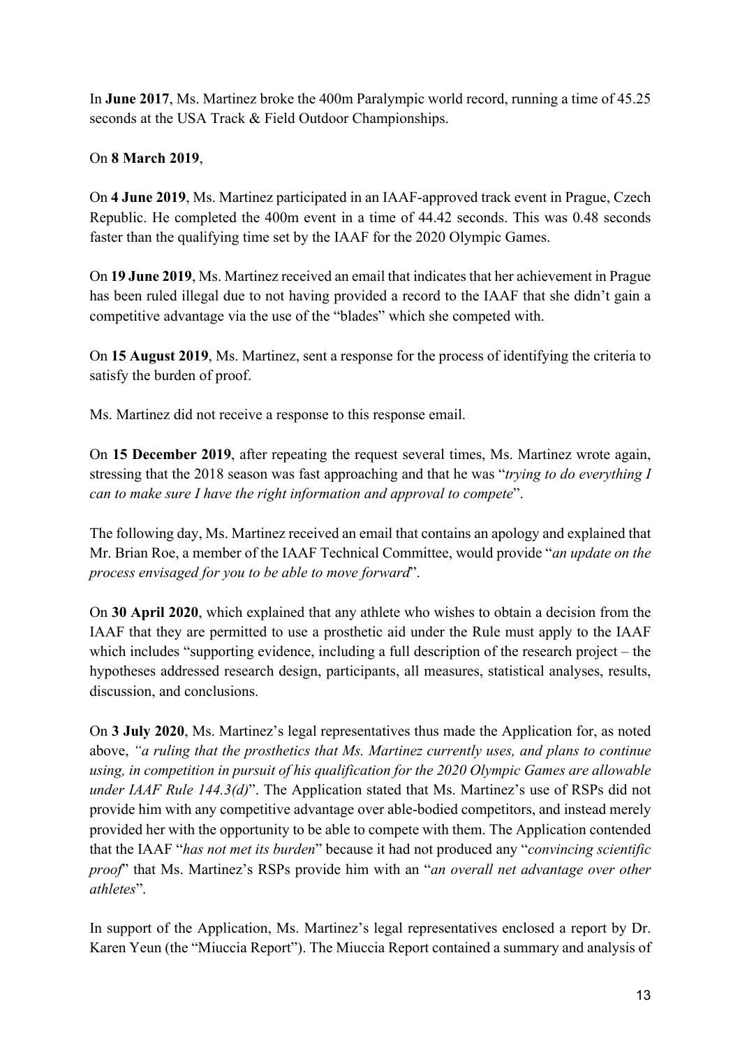In **June 2017**, Ms. Martinez broke the 400m Paralympic world record, running a time of 45.25 seconds at the USA Track & Field Outdoor Championships.

On **8 March 2019**,

On **4 June 2019**, Ms. Martinez participated in an IAAF-approved track event in Prague, Czech Republic. He completed the 400m event in a time of 44.42 seconds. This was 0.48 seconds faster than the qualifying time set by the IAAF for the 2020 Olympic Games.

On **19 June 2019**, Ms. Martinez received an email that indicates that her achievement in Prague has been ruled illegal due to not having provided a record to the IAAF that she didn't gain a competitive advantage via the use of the "blades" which she competed with.

On **15 August 2019**, Ms. Martinez, sent a response for the process of identifying the criteria to satisfy the burden of proof.

Ms. Martinez did not receive a response to this response email.

On **15 December 2019**, after repeating the request several times, Ms. Martinez wrote again, stressing that the 2018 season was fast approaching and that he was "*trying to do everything I can to make sure I have the right information and approval to compete*".

The following day, Ms. Martinez received an email that contains an apology and explained that Mr. Brian Roe, a member of the IAAF Technical Committee, would provide "*an update on the process envisaged for you to be able to move forward*".

On **30 April 2020**, which explained that any athlete who wishes to obtain a decision from the IAAF that they are permitted to use a prosthetic aid under the Rule must apply to the IAAF which includes "supporting evidence, including a full description of the research project – the hypotheses addressed research design, participants, all measures, statistical analyses, results, discussion, and conclusions.

On **3 July 2020**, Ms. Martinez's legal representatives thus made the Application for, as noted above, *"a ruling that the prosthetics that Ms. Martinez currently uses, and plans to continue using, in competition in pursuit of his qualification for the 2020 Olympic Games are allowable under IAAF Rule 144.3(d)*". The Application stated that Ms. Martinez's use of RSPs did not provide him with any competitive advantage over able-bodied competitors, and instead merely provided her with the opportunity to be able to compete with them. The Application contended that the IAAF "*has not met its burden*" because it had not produced any "*convincing scientific proof*" that Ms. Martinez's RSPs provide him with an "*an overall net advantage over other athletes*".

In support of the Application, Ms. Martinez's legal representatives enclosed a report by Dr. Karen Yeun (the "Miuccia Report"). The Miuccia Report contained a summary and analysis of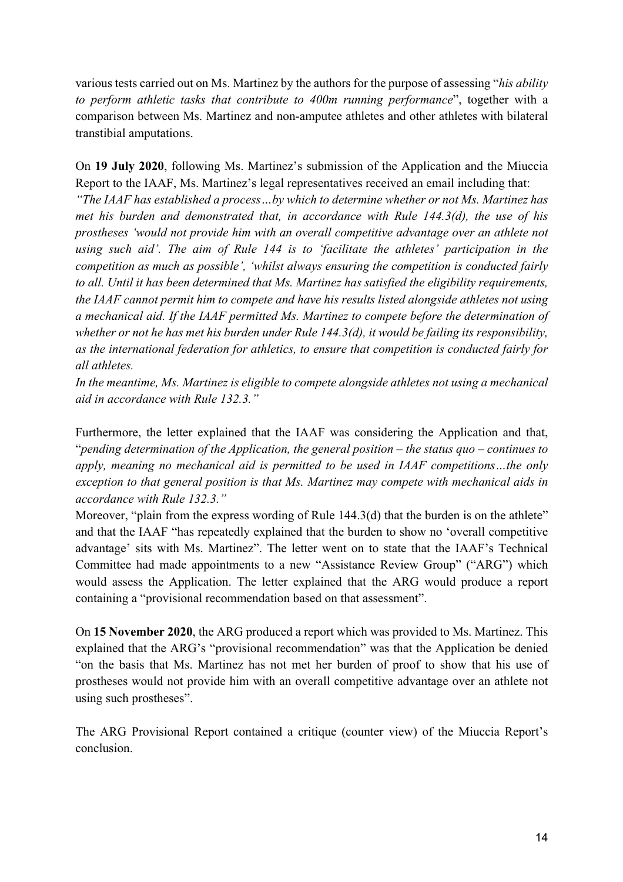various tests carried out on Ms. Martinez by the authors for the purpose of assessing "*his ability to perform athletic tasks that contribute to 400m running performance*", together with a comparison between Ms. Martinez and non-amputee athletes and other athletes with bilateral transtibial amputations.

On **19 July 2020**, following Ms. Martinez's submission of the Application and the Miuccia Report to the IAAF, Ms. Martinez's legal representatives received an email including that:
*"The IAAF has established a process…by which to determine whether or not Ms. Martinez has met his burden and demonstrated that, in accordance with Rule 144.3(d), the use of his prostheses 'would not provide him with an overall competitive advantage over an athlete not using such aid'. The aim of Rule 144 is to 'facilitate the athletes' participation in the competition as much as possible', 'whilst always ensuring the competition is conducted fairly to all. Until it has been determined that Ms. Martinez has satisfied the eligibility requirements, the IAAF cannot permit him to compete and have his results listed alongside athletes not using a mechanical aid. If the IAAF permitted Ms. Martinez to compete before the determination of whether or not he has met his burden under Rule 144.3(d), it would be failing its responsibility, as the international federation for athletics, to ensure that competition is conducted fairly for all athletes.*
*In the meantime, Ms. Martinez is eligible to compete alongside athletes not using a mechanical aid in accordance with Rule 132.3."*

Furthermore, the letter explained that the IAAF was considering the Application and that, "*pending determination of the Application, the general position – the status quo – continues to apply, meaning no mechanical aid is permitted to be used in IAAF competitions…the only exception to that general position is that Ms. Martinez may compete with mechanical aids in accordance with Rule 132.3."*
Moreover, "plain from the express wording of Rule 144.3(d) that the burden is on the athlete" and that the IAAF "has repeatedly explained that the burden to show no 'overall competitive advantage' sits with Ms. Martinez". The letter went on to state that the IAAF's Technical Committee had made appointments to a new "Assistance Review Group" ("ARG") which would assess the Application. The letter explained that the ARG would produce a report containing a "provisional recommendation based on that assessment".

On **15 November 2020**, the ARG produced a report which was provided to Ms. Martinez. This explained that the ARG's "provisional recommendation" was that the Application be denied "on the basis that Ms. Martinez has not met her burden of proof to show that his use of prostheses would not provide him with an overall competitive advantage over an athlete not using such prostheses".

The ARG Provisional Report contained a critique (counter view) of the Miuccia Report's conclusion.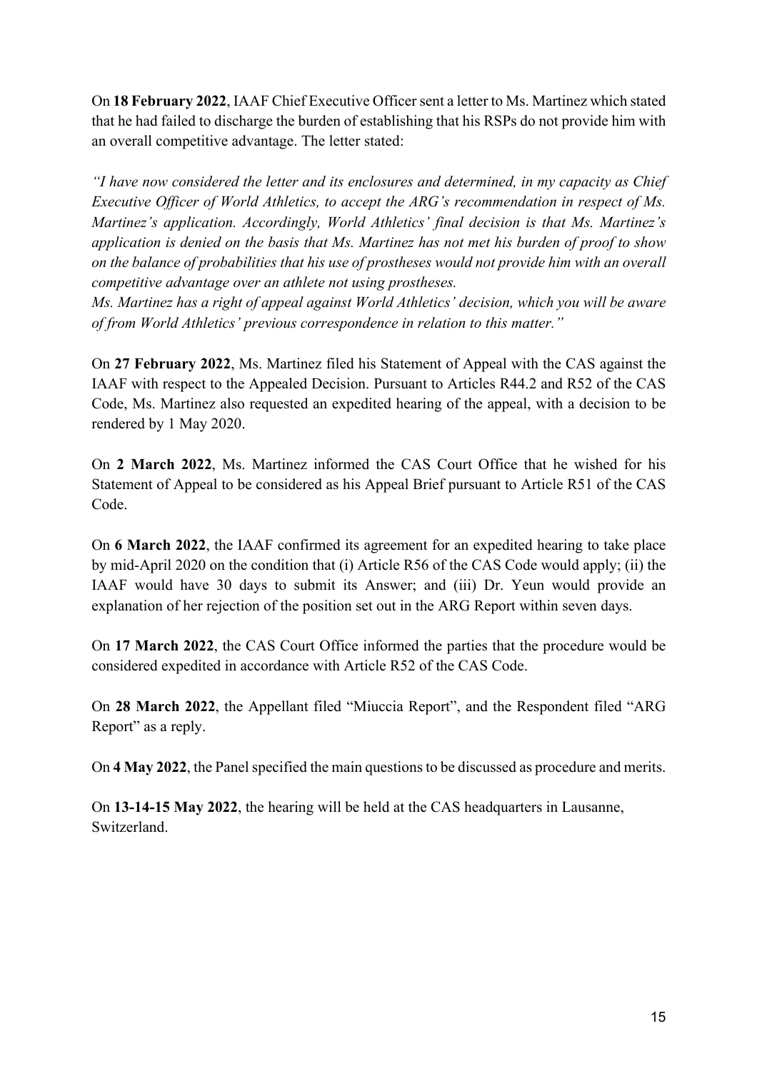On **18 February 2022**, IAAF Chief Executive Officer sent a letter to Ms. Martinez which stated that he had failed to discharge the burden of establishing that his RSPs do not provide him with an overall competitive advantage. The letter stated:

*"I have now considered the letter and its enclosures and determined, in my capacity as Chief Executive Officer of World Athletics, to accept the ARG's recommendation in respect of Ms. Martinez's application. Accordingly, World Athletics' final decision is that Ms. Martinez's application is denied on the basis that Ms. Martinez has not met his burden of proof to show on the balance of probabilities that his use of prostheses would not provide him with an overall competitive advantage over an athlete not using prostheses.*
*Ms. Martinez has a right of appeal against World Athletics' decision, which you will be aware of from World Athletics' previous correspondence in relation to this matter."*

On **27 February 2022**, Ms. Martinez filed his Statement of Appeal with the CAS against the IAAF with respect to the Appealed Decision. Pursuant to Articles R44.2 and R52 of the CAS Code, Ms. Martinez also requested an expedited hearing of the appeal, with a decision to be rendered by 1 May 2020.

On **2 March 2022**, Ms. Martinez informed the CAS Court Office that he wished for his Statement of Appeal to be considered as his Appeal Brief pursuant to Article R51 of the CAS Code.

On **6 March 2022**, the IAAF confirmed its agreement for an expedited hearing to take place by mid-April 2020 on the condition that (i) Article R56 of the CAS Code would apply; (ii) the IAAF would have 30 days to submit its Answer; and (iii) Dr. Yeun would provide an explanation of her rejection of the position set out in the ARG Report within seven days.

On **17 March 2022**, the CAS Court Office informed the parties that the procedure would be considered expedited in accordance with Article R52 of the CAS Code.

On **28 March 2022**, the Appellant filed "Miuccia Report", and the Respondent filed "ARG Report" as a reply.

On **4 May 2022**, the Panel specified the main questions to be discussed as procedure and merits.

On **13-14-15 May 2022**, the hearing will be held at the CAS headquarters in Lausanne, Switzerland.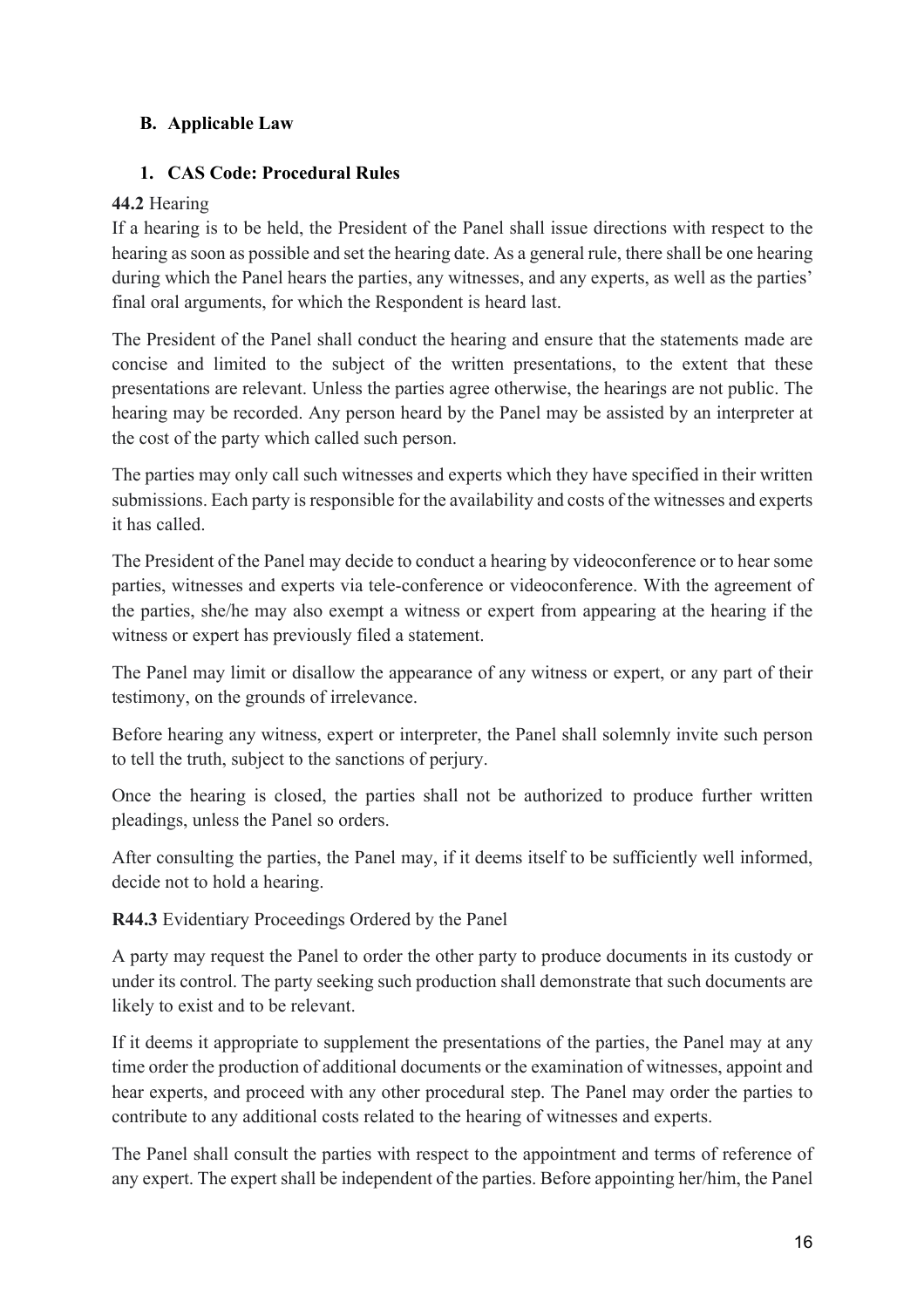### B. Applicable Law

#### 1. CAS Code: Procedural Rules

**44.2** Hearing

If a hearing is to be held, the President of the Panel shall issue directions with respect to the hearing as soon as possible and set the hearing date. As a general rule, there shall be one hearing during which the Panel hears the parties, any witnesses, and any experts, as well as the parties' final oral arguments, for which the Respondent is heard last.

The President of the Panel shall conduct the hearing and ensure that the statements made are concise and limited to the subject of the written presentations, to the extent that these presentations are relevant. Unless the parties agree otherwise, the hearings are not public. The hearing may be recorded. Any person heard by the Panel may be assisted by an interpreter at the cost of the party which called such person.

The parties may only call such witnesses and experts which they have specified in their written submissions. Each party is responsible for the availability and costs of the witnesses and experts it has called.

The President of the Panel may decide to conduct a hearing by videoconference or to hear some parties, witnesses and experts via tele-conference or videoconference. With the agreement of the parties, she/he may also exempt a witness or expert from appearing at the hearing if the witness or expert has previously filed a statement.

The Panel may limit or disallow the appearance of any witness or expert, or any part of their testimony, on the grounds of irrelevance.

Before hearing any witness, expert or interpreter, the Panel shall solemnly invite such person to tell the truth, subject to the sanctions of perjury.

Once the hearing is closed, the parties shall not be authorized to produce further written pleadings, unless the Panel so orders.

After consulting the parties, the Panel may, if it deems itself to be sufficiently well informed, decide not to hold a hearing.

**R44.3** Evidentiary Proceedings Ordered by the Panel

A party may request the Panel to order the other party to produce documents in its custody or under its control. The party seeking such production shall demonstrate that such documents are likely to exist and to be relevant.

If it deems it appropriate to supplement the presentations of the parties, the Panel may at any time order the production of additional documents or the examination of witnesses, appoint and hear experts, and proceed with any other procedural step. The Panel may order the parties to contribute to any additional costs related to the hearing of witnesses and experts.

The Panel shall consult the parties with respect to the appointment and terms of reference of any expert. The expert shall be independent of the parties. Before appointing her/him, the Panel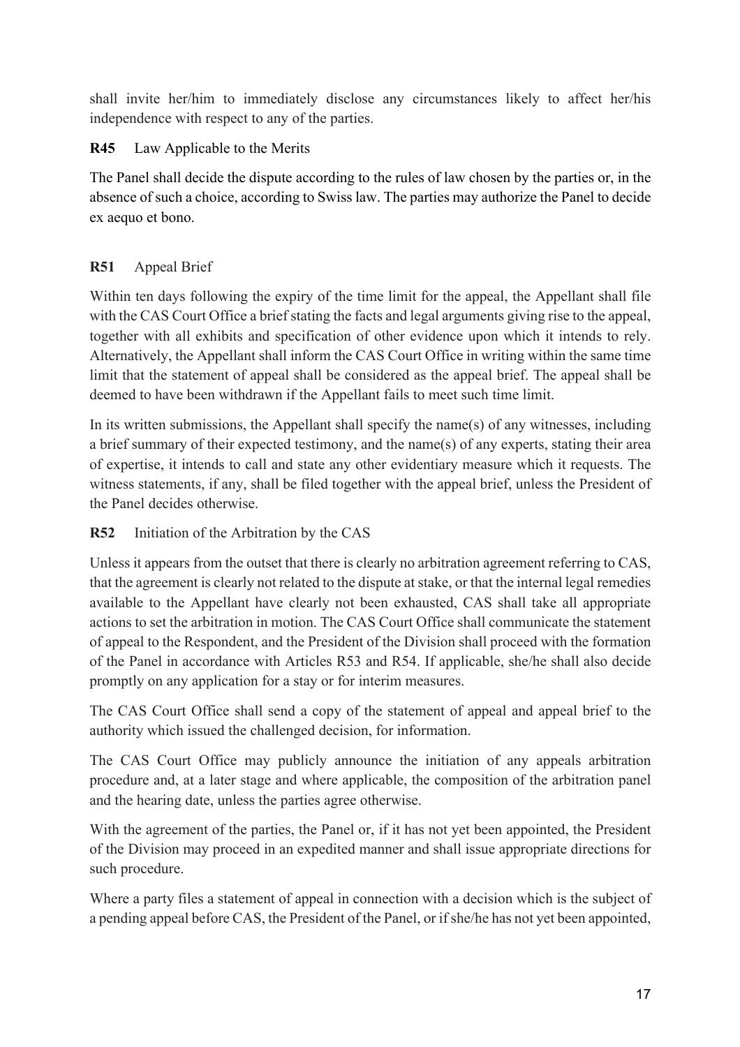shall invite her/him to immediately disclose any circumstances likely to affect her/his independence with respect to any of the parties.

**R45** Law Applicable to the Merits

The Panel shall decide the dispute according to the rules of law chosen by the parties or, in the absence of such a choice, according to Swiss law. The parties may authorize the Panel to decide ex aequo et bono.

**R51** Appeal Brief

Within ten days following the expiry of the time limit for the appeal, the Appellant shall file with the CAS Court Office a brief stating the facts and legal arguments giving rise to the appeal, together with all exhibits and specification of other evidence upon which it intends to rely. Alternatively, the Appellant shall inform the CAS Court Office in writing within the same time limit that the statement of appeal shall be considered as the appeal brief. The appeal shall be deemed to have been withdrawn if the Appellant fails to meet such time limit.

In its written submissions, the Appellant shall specify the name(s) of any witnesses, including a brief summary of their expected testimony, and the name(s) of any experts, stating their area of expertise, it intends to call and state any other evidentiary measure which it requests. The witness statements, if any, shall be filed together with the appeal brief, unless the President of the Panel decides otherwise.

**R52** Initiation of the Arbitration by the CAS

Unless it appears from the outset that there is clearly no arbitration agreement referring to CAS, that the agreement is clearly not related to the dispute at stake, or that the internal legal remedies available to the Appellant have clearly not been exhausted, CAS shall take all appropriate actions to set the arbitration in motion. The CAS Court Office shall communicate the statement of appeal to the Respondent, and the President of the Division shall proceed with the formation of the Panel in accordance with Articles R53 and R54. If applicable, she/he shall also decide promptly on any application for a stay or for interim measures.

The CAS Court Office shall send a copy of the statement of appeal and appeal brief to the authority which issued the challenged decision, for information.

The CAS Court Office may publicly announce the initiation of any appeals arbitration procedure and, at a later stage and where applicable, the composition of the arbitration panel and the hearing date, unless the parties agree otherwise.

With the agreement of the parties, the Panel or, if it has not yet been appointed, the President of the Division may proceed in an expedited manner and shall issue appropriate directions for such procedure.

Where a party files a statement of appeal in connection with a decision which is the subject of a pending appeal before CAS, the President of the Panel, or if she/he has not yet been appointed,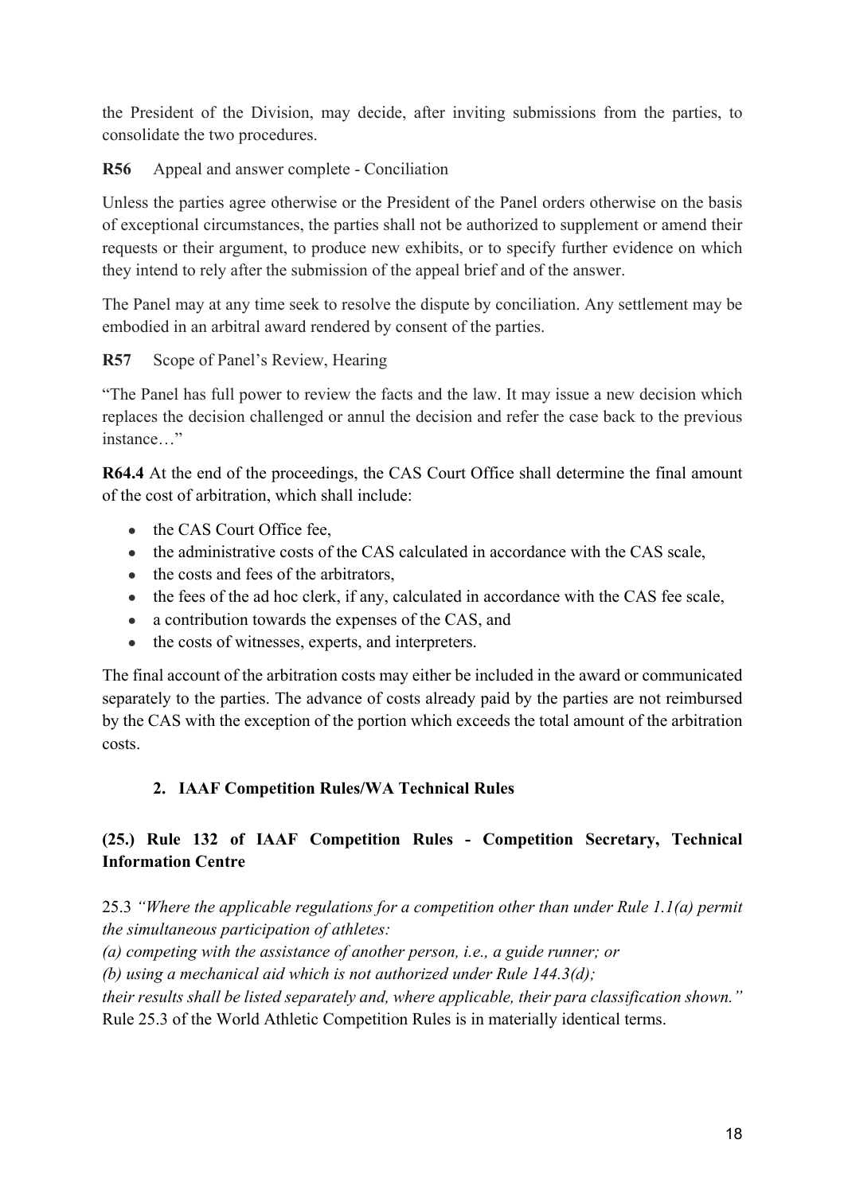the President of the Division, may decide, after inviting submissions from the parties, to consolidate the two procedures.

**R56** Appeal and answer complete - Conciliation

Unless the parties agree otherwise or the President of the Panel orders otherwise on the basis of exceptional circumstances, the parties shall not be authorized to supplement or amend their requests or their argument, to produce new exhibits, or to specify further evidence on which they intend to rely after the submission of the appeal brief and of the answer.

The Panel may at any time seek to resolve the dispute by conciliation. Any settlement may be embodied in an arbitral award rendered by consent of the parties.

**R57** Scope of Panel's Review, Hearing

"The Panel has full power to review the facts and the law. It may issue a new decision which replaces the decision challenged or annul the decision and refer the case back to the previous instance…"

**R64.4** At the end of the proceedings, the CAS Court Office shall determine the final amount of the cost of arbitration, which shall include:

- the CAS Court Office fee,
- the administrative costs of the CAS calculated in accordance with the CAS scale,
- the costs and fees of the arbitrators,
- the fees of the ad hoc clerk, if any, calculated in accordance with the CAS fee scale,
- a contribution towards the expenses of the CAS, and
- the costs of witnesses, experts, and interpreters.

The final account of the arbitration costs may either be included in the award or communicated separately to the parties. The advance of costs already paid by the parties are not reimbursed by the CAS with the exception of the portion which exceeds the total amount of the arbitration costs.

## 2. IAAF Competition Rules/WA Technical Rules

### (25.) Rule 132 of IAAF Competition Rules - Competition Secretary, Technical Information Centre

25.3 *"Where the applicable regulations for a competition other than under Rule 1.1(a) permit the simultaneous participation of athletes:*
*(a) competing with the assistance of another person, i.e., a guide runner; or*
*(b) using a mechanical aid which is not authorized under Rule 144.3(d);*
*their results shall be listed separately and, where applicable, their para classification shown."*
Rule 25.3 of the World Athletic Competition Rules is in materially identical terms.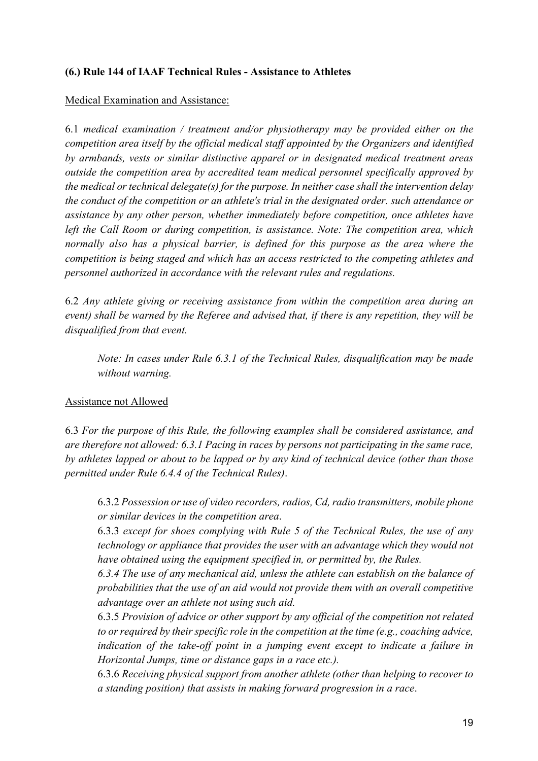**(6.) Rule 144 of IAAF Technical Rules - Assistance to Athletes**

Medical Examination and Assistance:

6.1 *medical examination / treatment and/or physiotherapy may be provided either on the competition area itself by the official medical staff appointed by the Organizers and identified by armbands, vests or similar distinctive apparel or in designated medical treatment areas outside the competition area by accredited team medical personnel specifically approved by the medical or technical delegate(s) for the purpose. In neither case shall the intervention delay the conduct of the competition or an athlete's trial in the designated order. such attendance or assistance by any other person, whether immediately before competition, once athletes have left the Call Room or during competition, is assistance. Note: The competition area, which normally also has a physical barrier, is defined for this purpose as the area where the competition is being staged and which has an access restricted to the competing athletes and personnel authorized in accordance with the relevant rules and regulations.*

6.2 *Any athlete giving or receiving assistance from within the competition area during an event) shall be warned by the Referee and advised that, if there is any repetition, they will be disqualified from that event.*

> *Note: In cases under Rule 6.3.1 of the Technical Rules, disqualification may be made without warning.*

Assistance not Allowed

6.3 *For the purpose of this Rule, the following examples shall be considered assistance, and are therefore not allowed: 6.3.1 Pacing in races by persons not participating in the same race, by athletes lapped or about to be lapped or by any kind of technical device (other than those permitted under Rule 6.4.4 of the Technical Rules)*.

> 6.3.2 *Possession or use of video recorders, radios, Cd, radio transmitters, mobile phone or similar devices in the competition area*.
>
> 6.3.3 *except for shoes complying with Rule 5 of the Technical Rules, the use of any technology or appliance that provides the user with an advantage which they would not have obtained using the equipment specified in, or permitted by, the Rules.*
>
> *6.3.4 The use of any mechanical aid, unless the athlete can establish on the balance of probabilities that the use of an aid would not provide them with an overall competitive advantage over an athlete not using such aid.*
>
> 6.3.5 *Provision of advice or other support by any official of the competition not related to or required by their specific role in the competition at the time (e.g., coaching advice, indication of the take-off point in a jumping event except to indicate a failure in Horizontal Jumps, time or distance gaps in a race etc.).*
>
> 6.3.6 *Receiving physical support from another athlete (other than helping to recover to a standing position) that assists in making forward progression in a race*.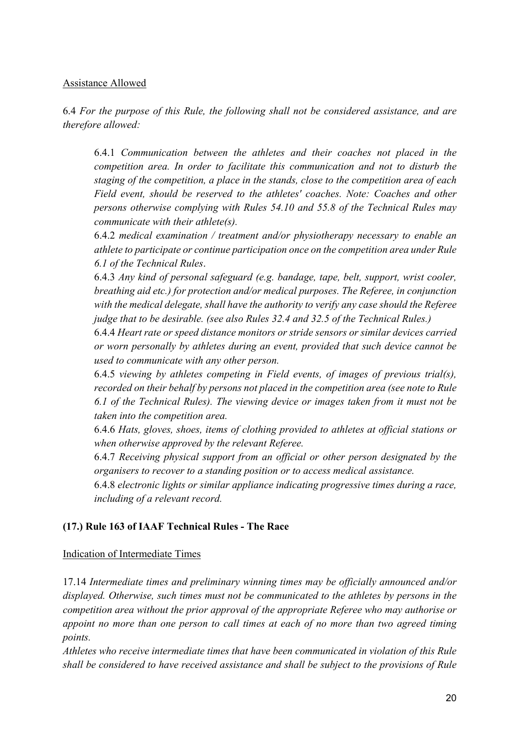Assistance Allowed

6.4 *For the purpose of this Rule, the following shall not be considered assistance, and are therefore allowed:*

6.4.1 *Communication between the athletes and their coaches not placed in the competition area. In order to facilitate this communication and not to disturb the staging of the competition, a place in the stands, close to the competition area of each Field event, should be reserved to the athletes' coaches. Note: Coaches and other persons otherwise complying with Rules 54.10 and 55.8 of the Technical Rules may communicate with their athlete(s).*

6.4.2 *medical examination / treatment and/or physiotherapy necessary to enable an athlete to participate or continue participation once on the competition area under Rule 6.1 of the Technical Rules*.

6.4.3 *Any kind of personal safeguard (e.g. bandage, tape, belt, support, wrist cooler, breathing aid etc.) for protection and/or medical purposes. The Referee, in conjunction with the medical delegate, shall have the authority to verify any case should the Referee judge that to be desirable. (see also Rules 32.4 and 32.5 of the Technical Rules.)*

6.4.4 *Heart rate or speed distance monitors or stride sensors or similar devices carried or worn personally by athletes during an event, provided that such device cannot be used to communicate with any other person.*

6.4.5 *viewing by athletes competing in Field events, of images of previous trial(s), recorded on their behalf by persons not placed in the competition area (see note to Rule 6.1 of the Technical Rules). The viewing device or images taken from it must not be taken into the competition area.*

6.4.6 *Hats, gloves, shoes, items of clothing provided to athletes at official stations or when otherwise approved by the relevant Referee.*

6.4.7 *Receiving physical support from an official or other person designated by the organisers to recover to a standing position or to access medical assistance.*

6.4.8 *electronic lights or similar appliance indicating progressive times during a race, including of a relevant record.*

**(17.) Rule 163 of IAAF Technical Rules - The Race**

Indication of Intermediate Times

17.14 *Intermediate times and preliminary winning times may be officially announced and/or displayed. Otherwise, such times must not be communicated to the athletes by persons in the competition area without the prior approval of the appropriate Referee who may authorise or appoint no more than one person to call times at each of no more than two agreed timing points.*

*Athletes who receive intermediate times that have been communicated in violation of this Rule shall be considered to have received assistance and shall be subject to the provisions of Rule*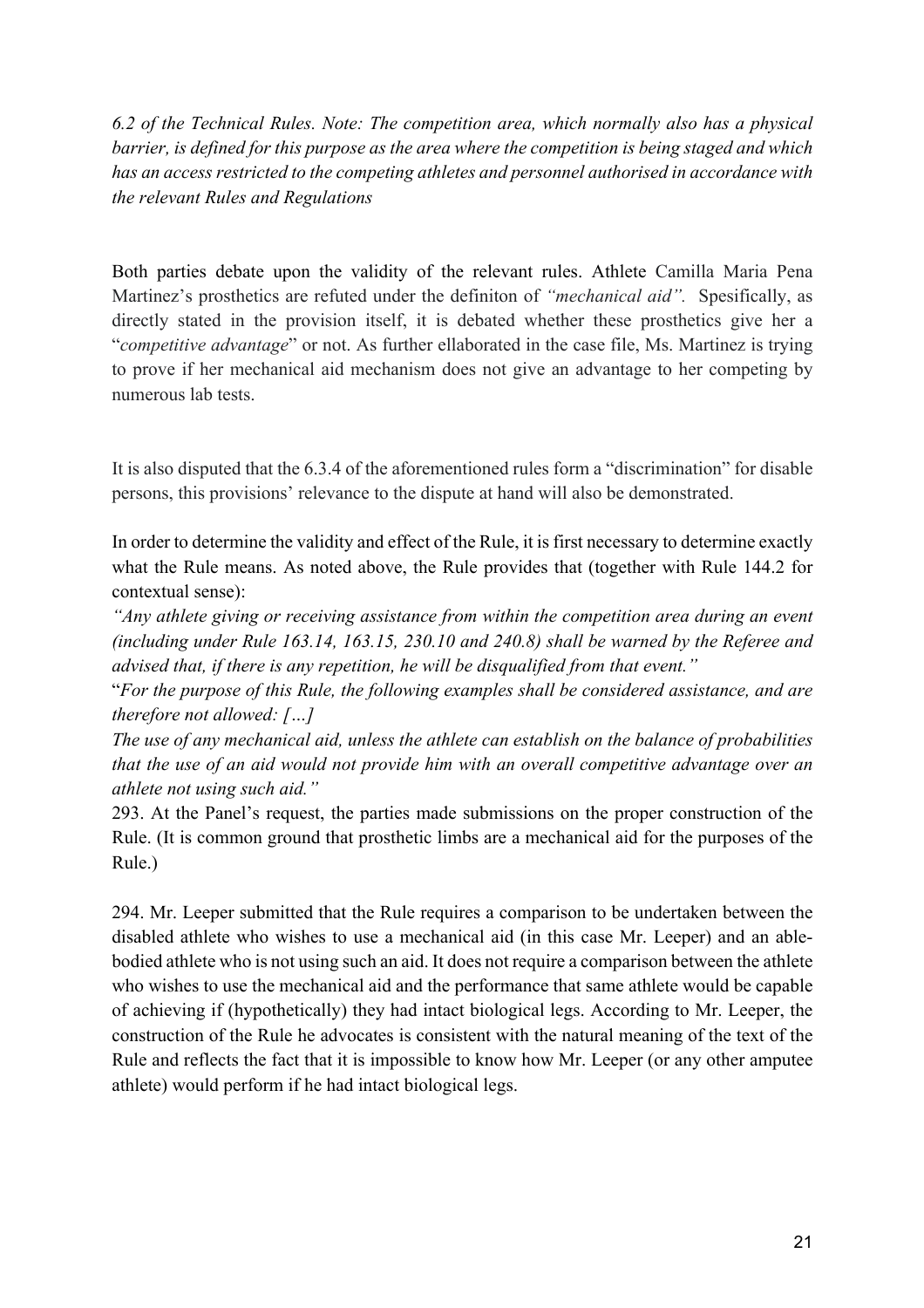*6.2 of the Technical Rules. Note: The competition area, which normally also has a physical barrier, is defined for this purpose as the area where the competition is being staged and which has an access restricted to the competing athletes and personnel authorised in accordance with the relevant Rules and Regulations*

Both parties debate upon the validity of the relevant rules. Athlete Camilla Maria Pena Martinez's prosthetics are refuted under the definiton of *"mechanical aid".* Spesifically, as directly stated in the provision itself, it is debated whether these prosthetics give her a "*competitive advantage*" or not. As further ellaborated in the case file, Ms. Martinez is trying to prove if her mechanical aid mechanism does not give an advantage to her competing by numerous lab tests.

It is also disputed that the 6.3.4 of the aforementioned rules form a "discrimination" for disable persons, this provisions' relevance to the dispute at hand will also be demonstrated.

In order to determine the validity and effect of the Rule, it is first necessary to determine exactly what the Rule means. As noted above, the Rule provides that (together with Rule 144.2 for contextual sense):

*"Any athlete giving or receiving assistance from within the competition area during an event (including under Rule 163.14, 163.15, 230.10 and 240.8) shall be warned by the Referee and advised that, if there is any repetition, he will be disqualified from that event."*

"*For the purpose of this Rule, the following examples shall be considered assistance, and are therefore not allowed: […]*

*The use of any mechanical aid, unless the athlete can establish on the balance of probabilities that the use of an aid would not provide him with an overall competitive advantage over an athlete not using such aid."*

293. At the Panel's request, the parties made submissions on the proper construction of the Rule. (It is common ground that prosthetic limbs are a mechanical aid for the purposes of the Rule.)

294. Mr. Leeper submitted that the Rule requires a comparison to be undertaken between the disabled athlete who wishes to use a mechanical aid (in this case Mr. Leeper) and an able-bodied athlete who is not using such an aid. It does not require a comparison between the athlete who wishes to use the mechanical aid and the performance that same athlete would be capable of achieving if (hypothetically) they had intact biological legs. According to Mr. Leeper, the construction of the Rule he advocates is consistent with the natural meaning of the text of the Rule and reflects the fact that it is impossible to know how Mr. Leeper (or any other amputee athlete) would perform if he had intact biological legs.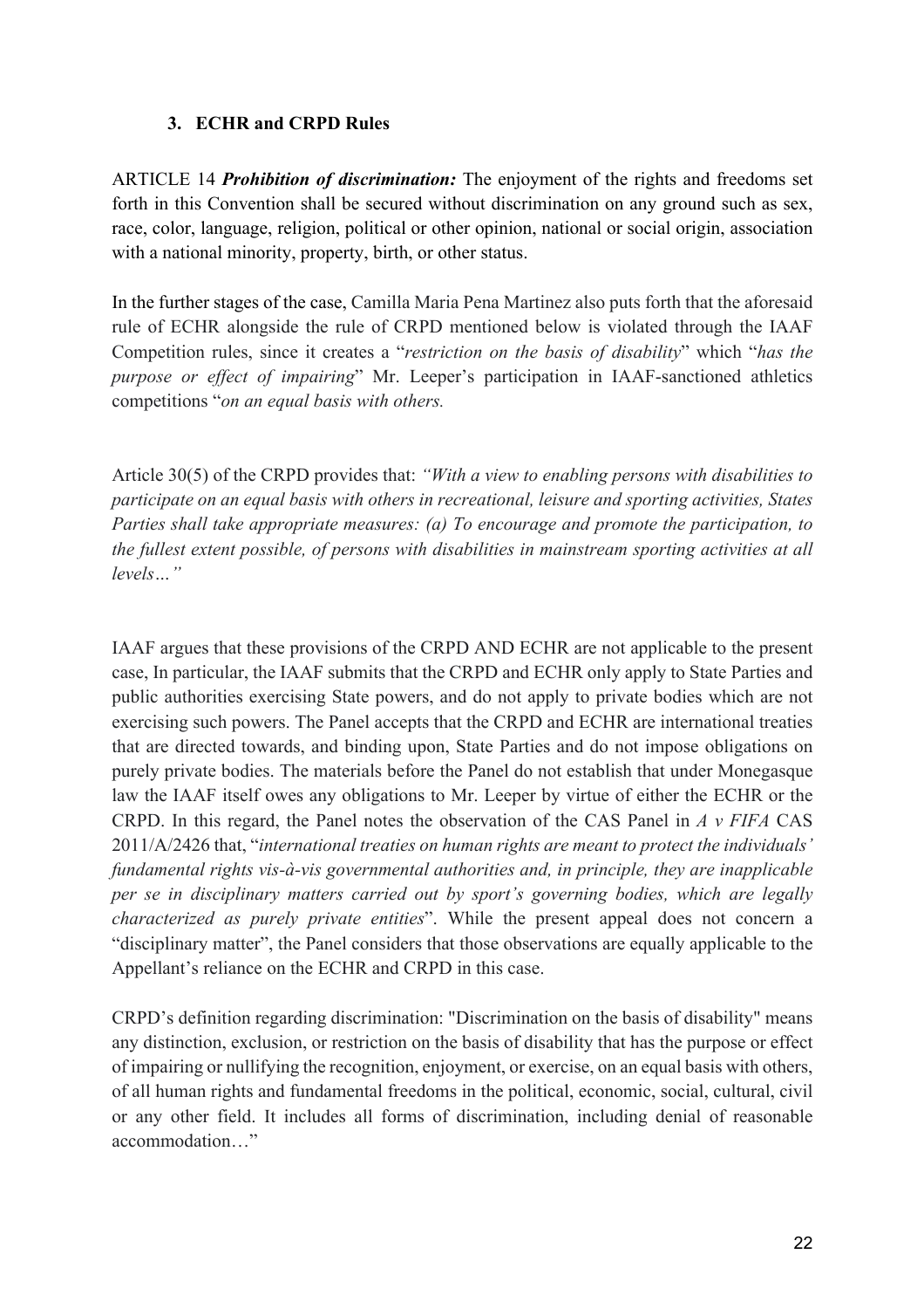### 3. ECHR and CRPD Rules

ARTICLE 14 ***Prohibition of discrimination:*** The enjoyment of the rights and freedoms set forth in this Convention shall be secured without discrimination on any ground such as sex, race, color, language, religion, political or other opinion, national or social origin, association with a national minority, property, birth, or other status.

In the further stages of the case, Camilla Maria Pena Martinez also puts forth that the aforesaid rule of ECHR alongside the rule of CRPD mentioned below is violated through the IAAF Competition rules, since it creates a "*restriction on the basis of disability*" which "*has the purpose or effect of impairing*" Mr. Leeper's participation in IAAF-sanctioned athletics competitions "*on an equal basis with others.*

Article 30(5) of the CRPD provides that: *"With a view to enabling persons with disabilities to participate on an equal basis with others in recreational, leisure and sporting activities, States Parties shall take appropriate measures: (a) To encourage and promote the participation, to the fullest extent possible, of persons with disabilities in mainstream sporting activities at all levels…"*

IAAF argues that these provisions of the CRPD AND ECHR are not applicable to the present case, In particular, the IAAF submits that the CRPD and ECHR only apply to State Parties and public authorities exercising State powers, and do not apply to private bodies which are not exercising such powers. The Panel accepts that the CRPD and ECHR are international treaties that are directed towards, and binding upon, State Parties and do not impose obligations on purely private bodies. The materials before the Panel do not establish that under Monegasque law the IAAF itself owes any obligations to Mr. Leeper by virtue of either the ECHR or the CRPD. In this regard, the Panel notes the observation of the CAS Panel in *A v FIFA* CAS 2011/A/2426 that, "*international treaties on human rights are meant to protect the individuals' fundamental rights vis-à-vis governmental authorities and, in principle, they are inapplicable per se in disciplinary matters carried out by sport's governing bodies, which are legally characterized as purely private entities*". While the present appeal does not concern a "disciplinary matter", the Panel considers that those observations are equally applicable to the Appellant's reliance on the ECHR and CRPD in this case.

CRPD's definition regarding discrimination: "Discrimination on the basis of disability" means any distinction, exclusion, or restriction on the basis of disability that has the purpose or effect of impairing or nullifying the recognition, enjoyment, or exercise, on an equal basis with others, of all human rights and fundamental freedoms in the political, economic, social, cultural, civil or any other field. It includes all forms of discrimination, including denial of reasonable accommodation…"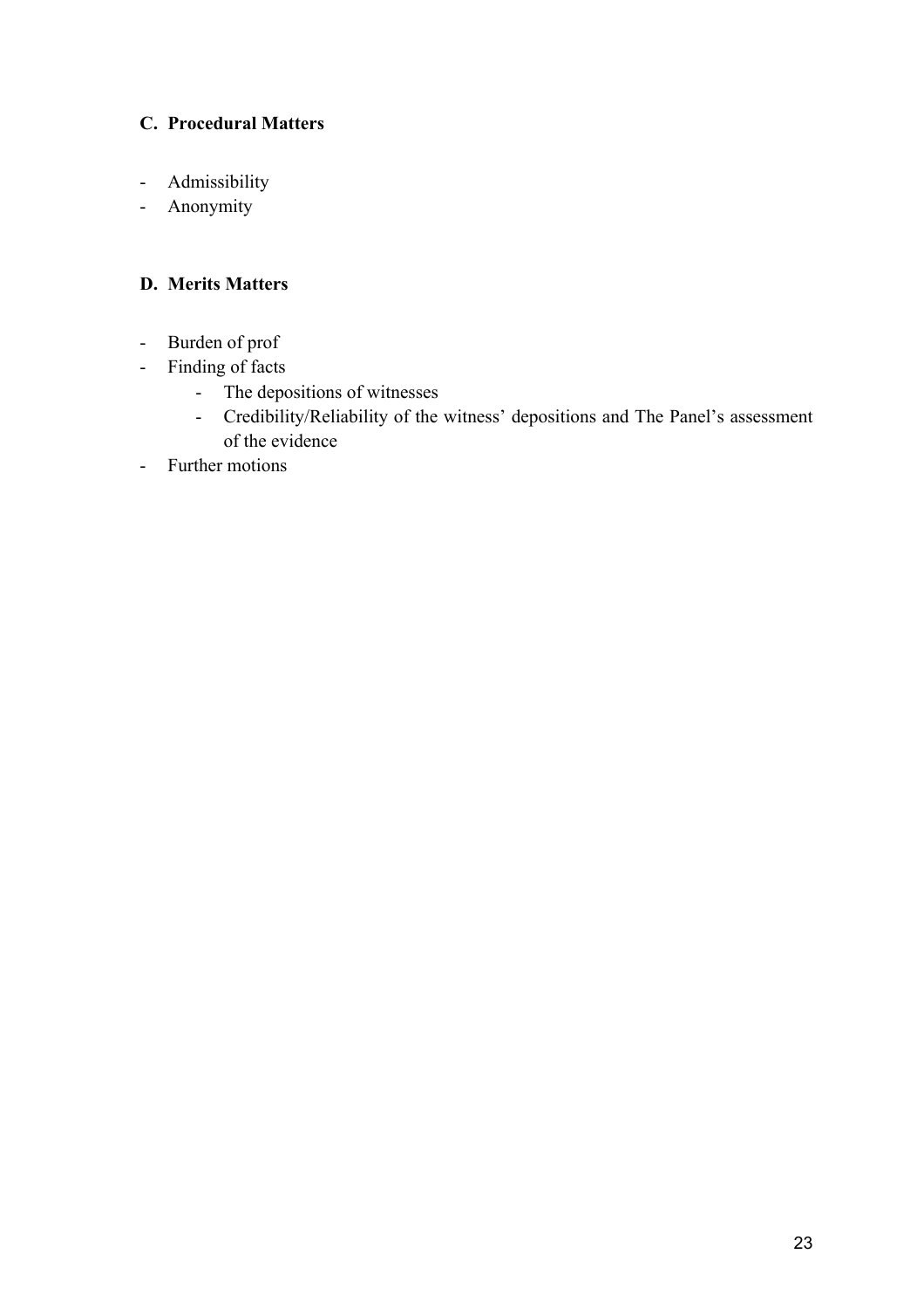### C. Procedural Matters

- Admissibility
- Anonymity

### D. Merits Matters

- Burden of prof
- Finding of facts
    - The depositions of witnesses
    - Credibility/Reliability of the witness' depositions and The Panel's assessment of the evidence
- Further motions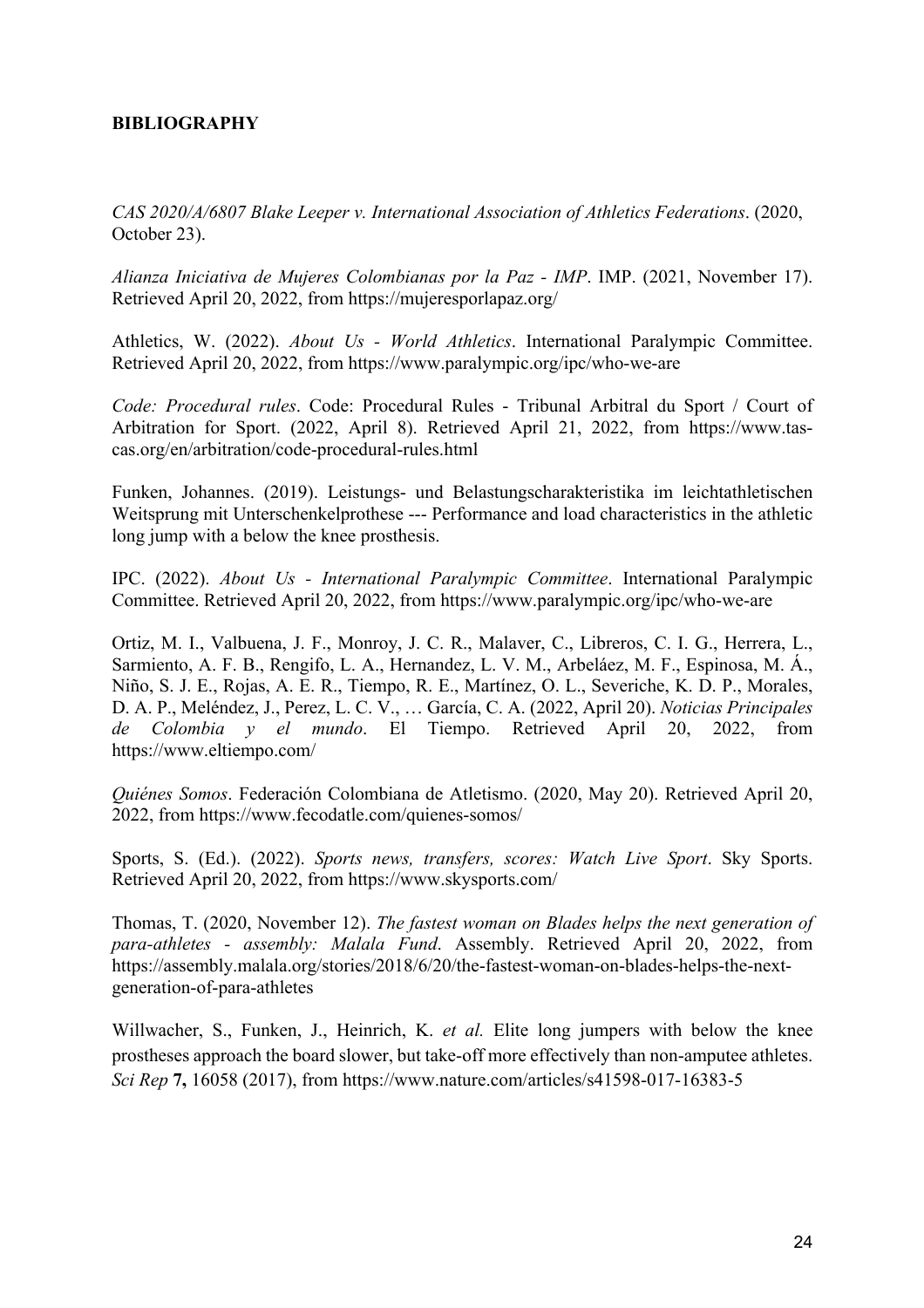**BIBLIOGRAPHY**

*CAS 2020/A/6807 Blake Leeper v. International Association of Athletics Federations*. (2020, October 23).

*Alianza Iniciativa de Mujeres Colombianas por la Paz - IMP*. IMP. (2021, November 17). Retrieved April 20, 2022, from https://mujeresporlapaz.org/

Athletics, W. (2022). *About Us - World Athletics*. International Paralympic Committee. Retrieved April 20, 2022, from https://www.paralympic.org/ipc/who-we-are

*Code: Procedural rules*. Code: Procedural Rules - Tribunal Arbitral du Sport / Court of Arbitration for Sport. (2022, April 8). Retrieved April 21, 2022, from https://www.tas-cas.org/en/arbitration/code-procedural-rules.html

Funken, Johannes. (2019). Leistungs- und Belastungscharakteristika im leichtathletischen Weitsprung mit Unterschenkelprothese --- Performance and load characteristics in the athletic long jump with a below the knee prosthesis.

IPC. (2022). *About Us - International Paralympic Committee*. International Paralympic Committee. Retrieved April 20, 2022, from https://www.paralympic.org/ipc/who-we-are

Ortiz, M. I., Valbuena, J. F., Monroy, J. C. R., Malaver, C., Libreros, C. I. G., Herrera, L., Sarmiento, A. F. B., Rengifo, L. A., Hernandez, L. V. M., Arbeláez, M. F., Espinosa, M. Á., Niño, S. J. E., Rojas, A. E. R., Tiempo, R. E., Martínez, O. L., Severiche, K. D. P., Morales, D. A. P., Meléndez, J., Perez, L. C. V., … García, C. A. (2022, April 20). *Noticias Principales de Colombia y el mundo*. El Tiempo. Retrieved April 20, 2022, from https://www.eltiempo.com/

*Quiénes Somos*. Federación Colombiana de Atletismo. (2020, May 20). Retrieved April 20, 2022, from https://www.fecodatle.com/quienes-somos/

Sports, S. (Ed.). (2022). *Sports news, transfers, scores: Watch Live Sport*. Sky Sports. Retrieved April 20, 2022, from https://www.skysports.com/

Thomas, T. (2020, November 12). *The fastest woman on Blades helps the next generation of para-athletes - assembly: Malala Fund*. Assembly. Retrieved April 20, 2022, from https://assembly.malala.org/stories/2018/6/20/the-fastest-woman-on-blades-helps-the-next-generation-of-para-athletes

Willwacher, S., Funken, J., Heinrich, K. *et al.* Elite long jumpers with below the knee prostheses approach the board slower, but take-off more effectively than non-amputee athletes. *Sci Rep* **7,** 16058 (2017), from https://www.nature.com/articles/s41598-017-16383-5